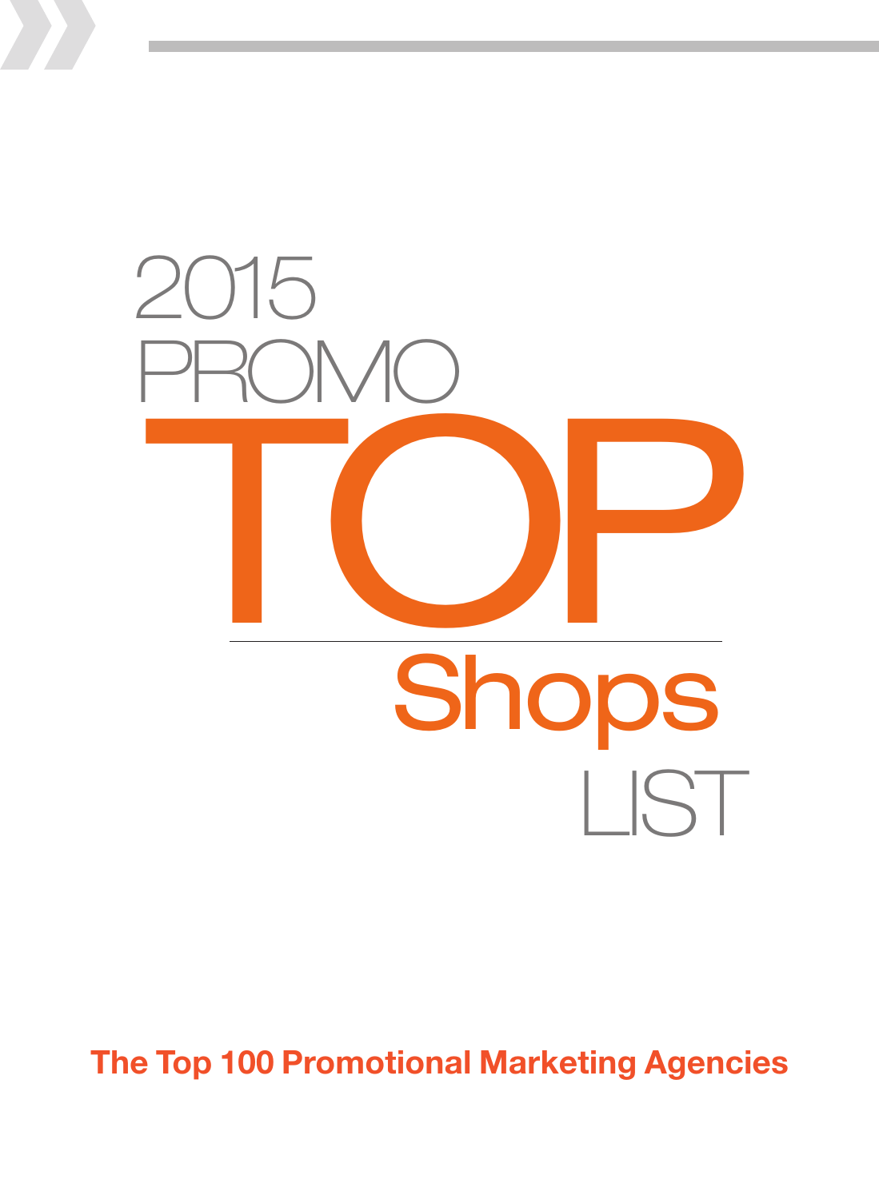# 2015 PROMO TOP Shops LIST

**The Top 100 Promotional Marketing Agencies**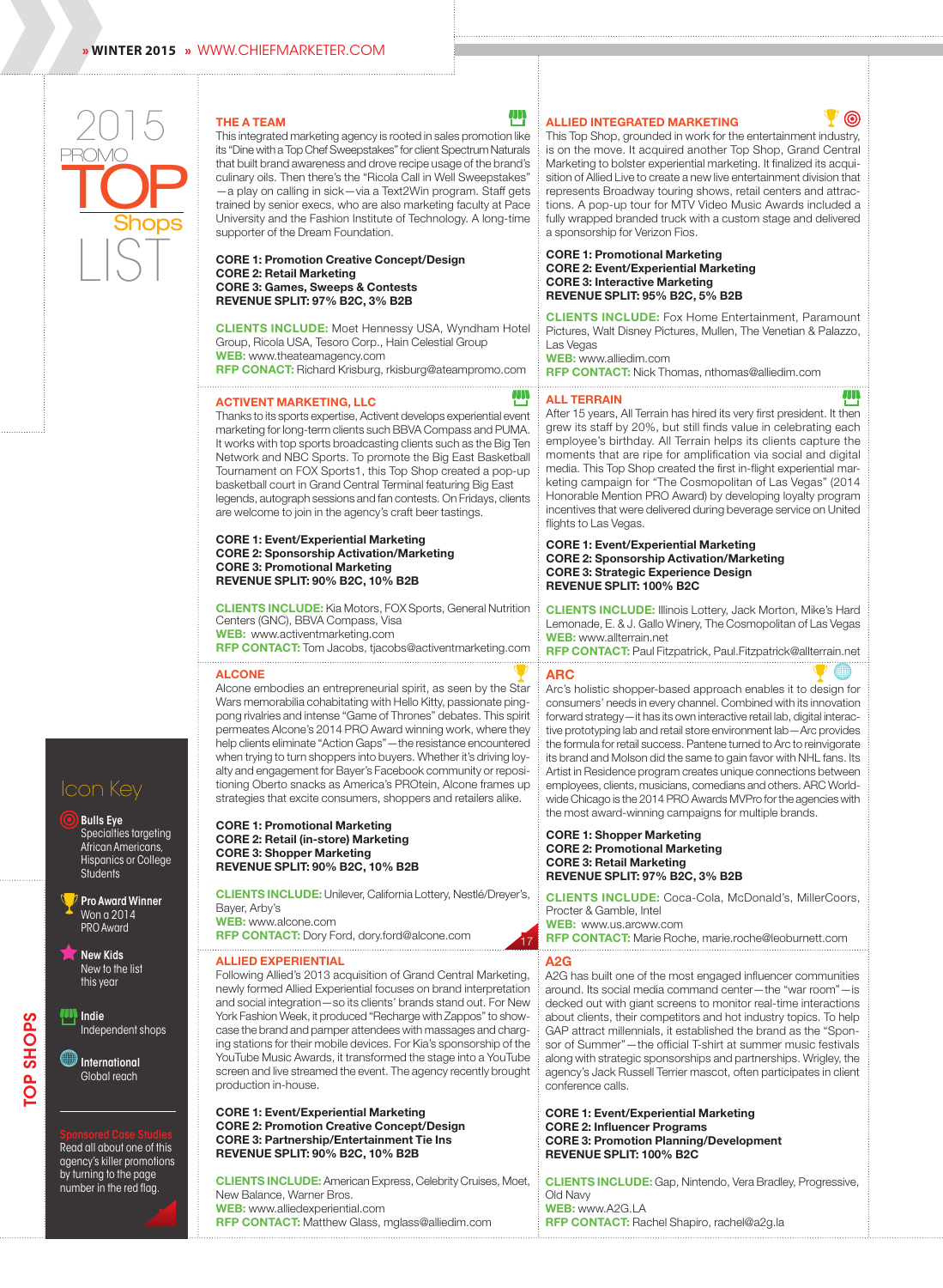# 2015 PROMO TOP Shops LIST

## THE A TEAM

This integrated marketing agency is rooted in sales promotion like its "Dine with a Top Chef Sweepstakes" for client Spectrum Naturals that built brand awareness and drove recipe usage of the brand's culinary oils. Then there's the "Ricola Call in Well Sweepstakes"—a play on calling in sick—via a Text2Win program. Staff gets trained by senior execs, who are also marketing faculty at Pace University and the Fashion Institute of Technology. A long-time supporter of the Dream Foundation.

**CORE 1: Promotion Creative Concept/Design**
**CORE 2: Retail Marketing**
**CORE 3: Games, Sweeps & Contests**
**REVENUE SPLIT: 97% B2C, 3% B2B**

**CLIENTS INCLUDE:** Moet Hennessy USA, Wyndham Hotel Group, Ricola USA, Tesoro Corp., Hain Celestial Group
**WEB:** www.theateamagency.com
**RFP CONACT:** Richard Krisburg, rkisburg@ateampromo.com

## ACTIVENT MARKETING, LLC

Thanks to its sports expertise, Activent develops experiential event marketing for long-term clients such as BBVA Compass and PUMA. It works with top sports broadcasting clients such as the Big Ten Network and NBC Sports. To promote the Big East Basketball Tournament on FOX Sports1, this Top Shop created a pop-up basketball court in Grand Central Terminal featuring Big East legends, autograph sessions and fan contests. On Fridays, clients are welcome to join in the agency's craft beer tastings.

**CORE 1: Event/Experiential Marketing**
**CORE 2: Sponsorship Activation/Marketing**
**CORE 3: Promotional Marketing**
**REVENUE SPLIT: 90% B2C, 10% B2B**

**CLIENTS INCLUDE:** Kia Motors, FOX Sports, General Nutrition Centers (GNC), BBVA Compass, Visa
**WEB:** www.activentmarketing.com
**RFP CONTACT:** Tom Jacobs, tjacobs@activentmarketing.com

## ALCONE

Alcone embodies an entrepreneurial spirit, as seen by the Star Wars memorabilia cohabitating with Hello Kitty, passionate ping-pong rivalries and intense "Game of Thrones" debates. This spirit permeates Alcone's 2014 PRO Award winning work, where they help clients eliminate "Action Gaps"—the resistance encountered when trying to turn shoppers into buyers. Whether it's driving loyalty and engagement for Bayer's Facebook community or repositioning Oberto snacks as America's PROtein, Alcone frames up strategies that excite consumers, shoppers and retailers alike.

**CORE 1: Promotional Marketing**
**CORE 2: Retail (in-store) Marketing**
**CORE 3: Shopper Marketing**
**REVENUE SPLIT: 90% B2C, 10% B2B**

**CLIENTS INCLUDE:** Unilever, California Lottery, Nestlé/Dreyer's, Bayer, Arby's
**WEB:** www.alcone.com
**RFP CONTACT:** Dory Ford, dory.ford@alcone.com

17

## ALLIED EXPERIENTIAL

Following Allied's 2013 acquisition of Grand Central Marketing, newly formed Allied Experiential focuses on brand interpretation and social integration—so its clients' brands stand out. For New York Fashion Week, it produced "Recharge with Zappos" to showcase the brand and pamper attendees with massages and charging stations for their mobile devices. For Kia's sponsorship of the YouTube Music Awards, it transformed the stage into a YouTube screen and live streamed the event. The agency recently brought production in-house.

**CORE 1: Event/Experiential Marketing**
**CORE 2: Promotion Creative Concept/Design**
**CORE 3: Partnership/Entertainment Tie Ins**
**REVENUE SPLIT: 90% B2C, 10% B2B**

**CLIENTS INCLUDE:** American Express, Celebrity Cruises, Moet, New Balance, Warner Bros.
**WEB:** www.alliedexperiential.com
**RFP CONTACT:** Matthew Glass, mglass@alliedim.com

## ALLIED INTEGRATED MARKETING

This Top Shop, grounded in work for the entertainment industry, is on the move. It acquired another Top Shop, Grand Central Marketing to bolster experiential marketing. It finalized its acquisition of Allied Live to create a new live entertainment division that represents Broadway touring shows, retail centers and attractions. A pop-up tour for MTV Video Music Awards included a fully wrapped branded truck with a custom stage and delivered a sponsorship for Verizon Fios.

**CORE 1: Promotional Marketing**
**CORE 2: Event/Experiential Marketing**
**CORE 3: Interactive Marketing**
**REVENUE SPLIT: 95% B2C, 5% B2B**

**CLIENTS INCLUDE:** Fox Home Entertainment, Paramount Pictures, Walt Disney Pictures, Mullen, The Venetian & Palazzo, Las Vegas
**WEB:** www.alliedim.com
**RFP CONTACT:** Nick Thomas, nthomas@alliedim.com

## ALL TERRAIN

After 15 years, All Terrain has hired its very first president. It then grew its staff by 20%, but still finds value in celebrating each employee's birthday. All Terrain helps its clients capture the moments that are ripe for amplification via social and digital media. This Top Shop created the first in-flight experiential marketing campaign for "The Cosmopolitan of Las Vegas" (2014 Honorable Mention PRO Award) by developing loyalty program incentives that were delivered during beverage service on United flights to Las Vegas.

**CORE 1: Event/Experiential Marketing**
**CORE 2: Sponsorship Activation/Marketing**
**CORE 3: Strategic Experience Design**
**REVENUE SPLIT: 100% B2C**

**CLIENTS INCLUDE:** Illinois Lottery, Jack Morton, Mike's Hard Lemonade, E. & J. Gallo Winery, The Cosmopolitan of Las Vegas
**WEB:** www.allterrain.net
**RFP CONTACT:** Paul Fitzpatrick, Paul.Fitzpatrick@allterrain.net

## ARC

Arc's holistic shopper-based approach enables it to design for consumers' needs in every channel. Combined with its innovation forward strategy—it has its own interactive retail lab, digital interactive prototyping lab and retail store environment lab—Arc provides the formula for retail success. Pantene turned to Arc to reinvigorate its brand and Molson did the same to gain favor with NHL fans. Its Artist in Residence program creates unique connections between employees, clients, musicians, comedians and others. ARC Worldwide Chicago is the 2014 PRO Awards MVPro for the agencies with the most award-winning campaigns for multiple brands.

**CORE 1: Shopper Marketing**
**CORE 2: Promotional Marketing**
**CORE 3: Retail Marketing**
**REVENUE SPLIT: 97% B2C, 3% B2B**

**CLIENTS INCLUDE:** Coca-Cola, McDonald's, MillerCoors, Procter & Gamble, Intel
**WEB:** www.us.arcww.com
**RFP CONTACT:** Marie Roche, marie.roche@leoburnett.com

## A2G

A2G has built one of the most engaged influencer communities around. Its social media command center—the "war room"—is decked out with giant screens to monitor real-time interactions about clients, their competitors and hot industry topics. To help GAP attract millennials, it established the brand as the "Sponsor of Summer"—the official T-shirt at summer music festivals along with strategic sponsorships and partnerships. Wrigley, the agency's Jack Russell Terrier mascot, often participates in client conference calls.

**CORE 1: Event/Experiential Marketing**
**CORE 2: Influencer Programs**
**CORE 3: Promotion Planning/Development**
**REVENUE SPLIT: 100% B2C**

**CLIENTS INCLUDE:** Gap, Nintendo, Vera Bradley, Progressive, Old Navy
**WEB:** www.A2G.LA
**RFP CONTACT:** Rachel Shapiro, rachel@a2g.la

---

### Icon Key

- **Bulls Eye** — Specialties targeting African Americans, Hispanics or College Students
- **Pro Award Winner** — Won a 2014 PRO Award
- **New Kids** — New to the list this year
- **Indie** — Independent shops
- **International** — Global reach

**Sponsored Case Studies** — Read all about one of this agency's killer promotions by turning to the page number in the red flag.

TOP SHOPS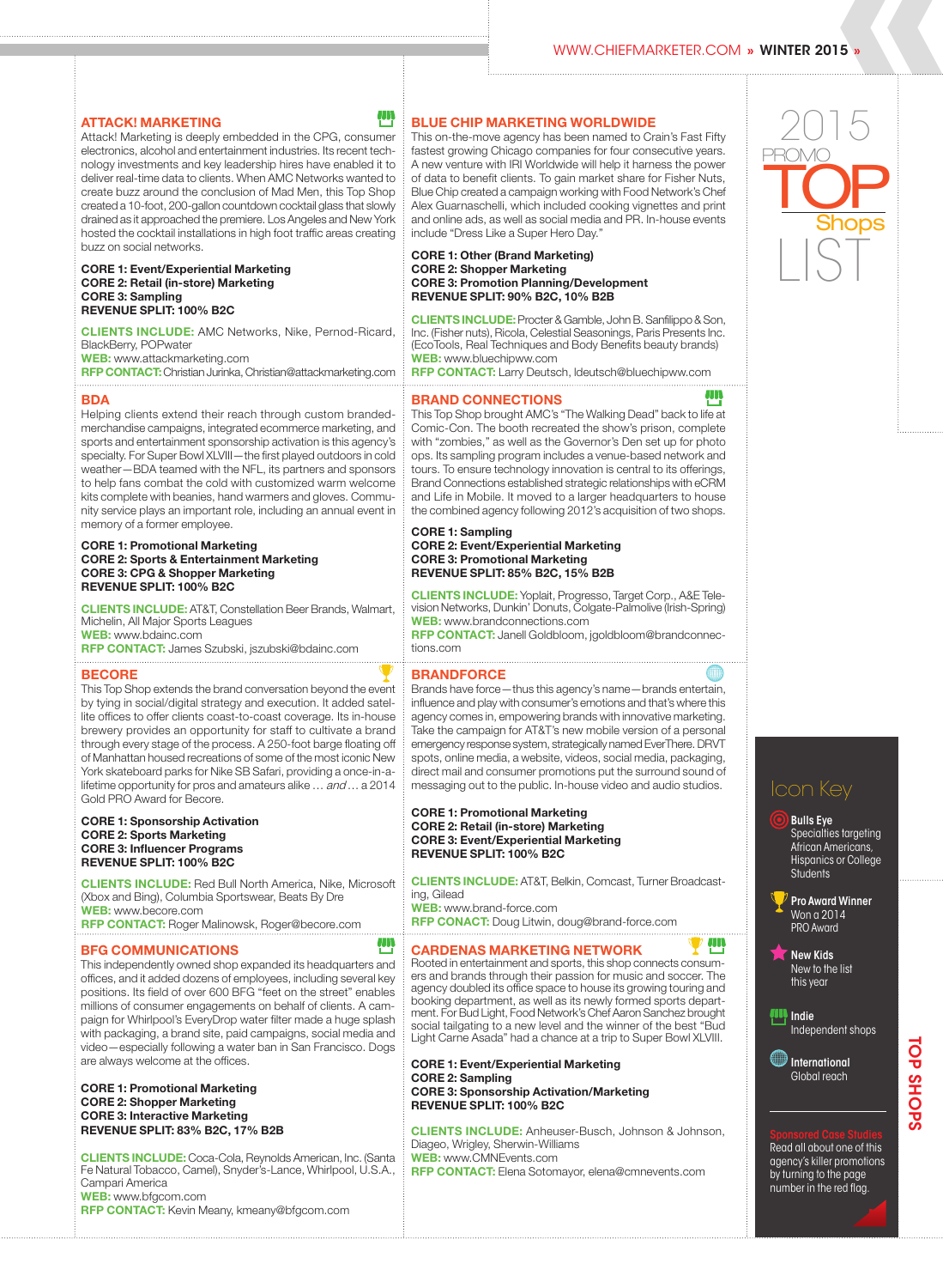## ATTACK! MARKETING

Attack! Marketing is deeply embedded in the CPG, consumer electronics, alcohol and entertainment industries. Its recent technology investments and key leadership hires have enabled it to deliver real-time data to clients. When AMC Networks wanted to create buzz around the conclusion of Mad Men, this Top Shop created a 10-foot, 200-gallon countdown cocktail glass that slowly drained as it approached the premiere. Los Angeles and New York hosted the cocktail installations in high foot traffic areas creating buzz on social networks.

**CORE 1: Event/Experiential Marketing**
**CORE 2: Retail (in-store) Marketing**
**CORE 3: Sampling**
**REVENUE SPLIT: 100% B2C**

**CLIENTS INCLUDE:** AMC Networks, Nike, Pernod-Ricard, BlackBerry, POPwater
**WEB:** www.attackmarketing.com
**RFP CONTACT:** Christian Jurinka, Christian@attackmarketing.com

## BDA

Helping clients extend their reach through custom branded-merchandise campaigns, integrated ecommerce marketing, and sports and entertainment sponsorship activation is this agency's specialty. For Super Bowl XLVIII—the first played outdoors in cold weather—BDA teamed with the NFL, its partners and sponsors to help fans combat the cold with customized warm welcome kits complete with beanies, hand warmers and gloves. Community service plays an important role, including an annual event in memory of a former employee.

**CORE 1: Promotional Marketing**
**CORE 2: Sports & Entertainment Marketing**
**CORE 3: CPG & Shopper Marketing**
**REVENUE SPLIT: 100% B2C**

**CLIENTS INCLUDE:** AT&T, Constellation Beer Brands, Walmart, Michelin, All Major Sports Leagues
**WEB:** www.bdainc.com
**RFP CONTACT:** James Szubski, jszubski@bdainc.com

## BECORE

This Top Shop extends the brand conversation beyond the event by tying in social/digital strategy and execution. It added satellite offices to offer clients coast-to-coast coverage. Its in-house brewery provides an opportunity for staff to cultivate a brand through every stage of the process. A 250-foot barge floating off of Manhattan housed recreations of some of the most iconic New York skateboard parks for Nike SB Safari, providing a once-in-a-lifetime opportunity for pros and amateurs alike ... *and* ... a 2014 Gold PRO Award for Becore.

**CORE 1: Sponsorship Activation**
**CORE 2: Sports Marketing**
**CORE 3: Influencer Programs**
**REVENUE SPLIT: 100% B2C**

**CLIENTS INCLUDE:** Red Bull North America, Nike, Microsoft (Xbox and Bing), Columbia Sportswear, Beats By Dre
**WEB:** www.becore.com
**RFP CONTACT:** Roger Malinowsk, Roger@becore.com

## BFG COMMUNICATIONS

This independently owned shop expanded its headquarters and offices, and it added dozens of employees, including several key positions. Its field of over 600 BFG "feet on the street" enables millions of consumer engagements on behalf of clients. A campaign for Whirlpool's EveryDrop water filter made a huge splash with packaging, a brand site, paid campaigns, social media and video—especially following a water ban in San Francisco. Dogs are always welcome at the offices.

**CORE 1: Promotional Marketing**
**CORE 2: Shopper Marketing**
**CORE 3: Interactive Marketing**
**REVENUE SPLIT: 83% B2C, 17% B2B**

**CLIENTS INCLUDE:** Coca-Cola, Reynolds American, Inc. (Santa Fe Natural Tobacco, Camel), Snyder's-Lance, Whirlpool, U.S.A., Campari America
**WEB:** www.bfgcom.com
**RFP CONTACT:** Kevin Meany, kmeany@bfgcom.com

## BLUE CHIP MARKETING WORLDWIDE

This on-the-move agency has been named to Crain's Fast Fifty fastest growing Chicago companies for four consecutive years. A new venture with IRI Worldwide will help it harness the power of data to benefit clients. To gain market share for Fisher Nuts, Blue Chip created a campaign working with Food Network's Chef Alex Guarnaschelli, which included cooking vignettes and print and online ads, as well as social media and PR. In-house events include "Dress Like a Super Hero Day."

**CORE 1: Other (Brand Marketing)**
**CORE 2: Shopper Marketing**
**CORE 3: Promotion Planning/Development**
**REVENUE SPLIT: 90% B2C, 10% B2B**

**CLIENTS INCLUDE:** Procter & Gamble, John B. Sanfilippo & Son, Inc. (Fisher nuts), Ricola, Celestial Seasonings, Paris Presents Inc. (EcoTools, Real Techniques and Body Benefits beauty brands)
**WEB:** www.bluechipww.com
**RFP CONTACT:** Larry Deutsch, ldeutsch@bluechipww.com

## BRAND CONNECTIONS

This Top Shop brought AMC's "The Walking Dead" back to life at Comic-Con. The booth recreated the show's prison, complete with "zombies," as well as the Governor's Den set up for photo ops. Its sampling program includes a venue-based network and tours. To ensure technology innovation is central to its offerings, Brand Connections established strategic relationships with eCRM and Life in Mobile. It moved to a larger headquarters to house the combined agency following 2012's acquisition of two shops.

**CORE 1: Sampling**
**CORE 2: Event/Experiential Marketing**
**CORE 3: Promotional Marketing**
**REVENUE SPLIT: 85% B2C, 15% B2B**

**CLIENTS INCLUDE:** Yoplait, Progresso, Target Corp., A&E Television Networks, Dunkin' Donuts, Colgate-Palmolive (Irish-Spring)
**WEB:** www.brandconnections.com
**RFP CONTACT:** Janell Goldbloom, jgoldbloom@brandconnections.com

## BRANDFORCE

Brands have force—thus this agency's name—brands entertain, influence and play with consumer's emotions and that's where this agency comes in, empowering brands with innovative marketing. Take the campaign for AT&T's new mobile version of a personal emergency response system, strategically named EverThere. DRVT spots, online media, a website, videos, social media, packaging, direct mail and consumer promotions put the surround sound of messaging out to the public. In-house video and audio studios.

**CORE 1: Promotional Marketing**
**CORE 2: Retail (in-store) Marketing**
**CORE 3: Event/Experiential Marketing**
**REVENUE SPLIT: 100% B2C**

**CLIENTS INCLUDE:** AT&T, Belkin, Comcast, Turner Broadcasting, Gilead
**WEB:** www.brand-force.com
**RFP CONACT:** Doug Litwin, doug@brand-force.com

## CARDENAS MARKETING NETWORK

Rooted in entertainment and sports, this shop connects consumers and brands through their passion for music and soccer. The agency doubled its office space to house its growing touring and booking department, as well as its newly formed sports department. For Bud Light, Food Network's Chef Aaron Sanchez brought social tailgating to a new level and the winner of the best "Bud Light Carne Asada" had a chance at a trip to Super Bowl XLVIII.

**CORE 1: Event/Experiential Marketing**
**CORE 2: Sampling**
**CORE 3: Sponsorship Activation/Marketing**
**REVENUE SPLIT: 100% B2C**

**CLIENTS INCLUDE:** Anheuser-Busch, Johnson & Johnson, Diageo, Wrigley, Sherwin-Williams
**WEB:** www.CMNEvents.com
**RFP CONTACT:** Elena Sotomayor, elena@cmnevents.com

---

**2015 PROMO TOP Shops LIST**

### Icon Key

- **Bulls Eye** — Specialties targeting African Americans, Hispanics or College Students
- **Pro Award Winner** — Won a 2014 PRO Award
- **New Kids** — New to the list this year
- **Indie** — Independent shops
- **International** — Global reach

**Sponsored Case Studies** — Read all about one of this agency's killer promotions by turning to the page number in the red flag.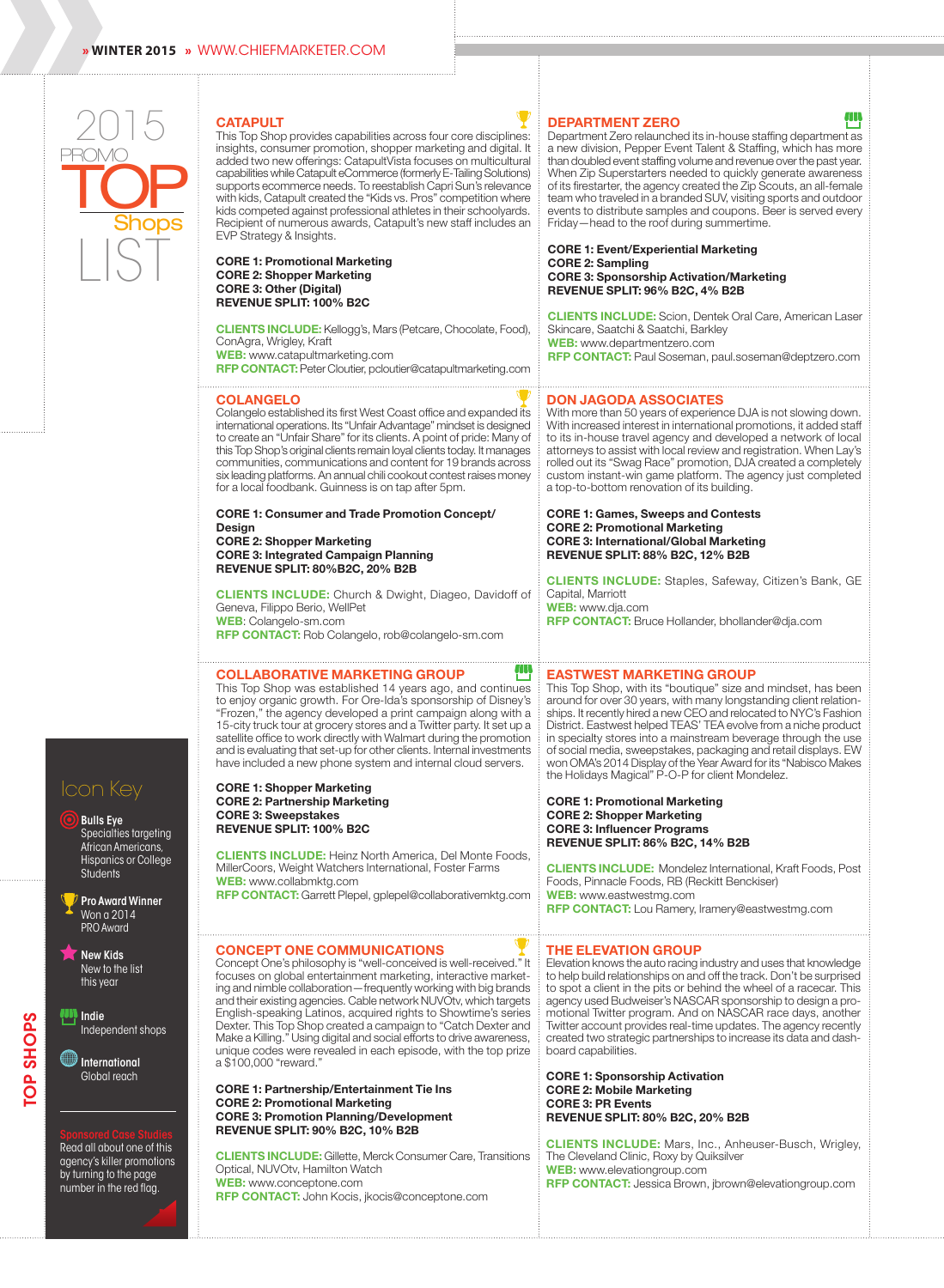# 2015 PROMO TOP Shops LIST

## CATAPULT

This Top Shop provides capabilities across four core disciplines: insights, consumer promotion, shopper marketing and digital. It added two new offerings: CatapultVista focuses on multicultural capabilities while Catapult eCommerce (formerly E-Tailing Solutions) supports ecommerce needs. To reestablish Capri Sun's relevance with kids, Catapult created the "Kids vs. Pros" competition where kids competed against professional athletes in their schoolyards. Recipient of numerous awards, Catapult's new staff includes an EVP Strategy & Insights.

**CORE 1: Promotional Marketing**
**CORE 2: Shopper Marketing**
**CORE 3: Other (Digital)**
**REVENUE SPLIT: 100% B2C**

**CLIENTS INCLUDE:** Kellogg's, Mars (Petcare, Chocolate, Food), ConAgra, Wrigley, Kraft
**WEB:** www.catapultmarketing.com
**RFP CONTACT:** Peter Cloutier, pcloutier@catapultmarketing.com

## COLANGELO

Colangelo established its first West Coast office and expanded its international operations. Its "Unfair Advantage" mindset is designed to create an "Unfair Share" for its clients. A point of pride: Many of this Top Shop's original clients remain loyal clients today. It manages communities, communications and content for 19 brands across six leading platforms. An annual chili cookout contest raises money for a local foodbank. Guinness is on tap after 5pm.

**CORE 1: Consumer and Trade Promotion Concept/ Design**
**CORE 2: Shopper Marketing**
**CORE 3: Integrated Campaign Planning**
**REVENUE SPLIT: 80%B2C, 20% B2B**

**CLIENTS INCLUDE:** Church & Dwight, Diageo, Davidoff of Geneva, Filippo Berio, WellPet
**WEB:** Colangelo-sm.com
**RFP CONTACT:** Rob Colangelo, rob@colangelo-sm.com

## COLLABORATIVE MARKETING GROUP

This Top Shop was established 14 years ago, and continues to enjoy organic growth. For Ore-Ida's sponsorship of Disney's "Frozen," the agency developed a print campaign along with a 15-city truck tour at grocery stores and a Twitter party. It set up a satellite office to work directly with Walmart during the promotion and is evaluating that set-up for other clients. Internal investments have included a new phone system and internal cloud servers.

**CORE 1: Shopper Marketing**
**CORE 2: Partnership Marketing**
**CORE 3: Sweepstakes**
**REVENUE SPLIT: 100% B2C**

**CLIENTS INCLUDE:** Heinz North America, Del Monte Foods, MillerCoors, Weight Watchers International, Foster Farms
**WEB:** www.collabmktg.com
**RFP CONTACT:** Garrett Plepel, gplepel@collaborativemktg.com

## CONCEPT ONE COMMUNICATIONS

Concept One's philosophy is "well-conceived is well-received." It focuses on global entertainment marketing, interactive marketing and nimble collaboration—frequently working with big brands and their existing agencies. Cable network NUVOtv, which targets English-speaking Latinos, acquired rights to Showtime's series Dexter. This Top Shop created a campaign to "Catch Dexter and Make a Killing." Using digital and social efforts to drive awareness, unique codes were revealed in each episode, with the top prize a $100,000 "reward."

**CORE 1: Partnership/Entertainment Tie Ins**
**CORE 2: Promotional Marketing**
**CORE 3: Promotion Planning/Development**
**REVENUE SPLIT: 90% B2C, 10% B2B**

**CLIENTS INCLUDE:** Gillette, Merck Consumer Care, Transitions Optical, NUVOtv, Hamilton Watch
**WEB:** www.conceptone.com
**RFP CONTACT:** John Kocis, jkocis@conceptone.com

## DEPARTMENT ZERO

Department Zero relaunched its in-house staffing department as a new division, Pepper Event Talent & Staffing, which has more than doubled event staffing volume and revenue over the past year. When Zip Superstarters needed to quickly generate awareness of its firestarter, the agency created the Zip Scouts, an all-female team who traveled in a branded SUV, visiting sports and outdoor events to distribute samples and coupons. Beer is served every Friday—head to the roof during summertime.

**CORE 1: Event/Experiential Marketing**
**CORE 2: Sampling**
**CORE 3: Sponsorship Activation/Marketing**
**REVENUE SPLIT: 96% B2C, 4% B2B**

**CLIENTS INCLUDE:** Scion, Dentek Oral Care, American Laser Skincare, Saatchi & Saatchi, Barkley
**WEB:** www.departmentzero.com
**RFP CONTACT:** Paul Soseman, paul.soseman@deptzero.com

## DON JAGODA ASSOCIATES

With more than 50 years of experience DJA is not slowing down. With increased interest in international promotions, it added staff to its in-house travel agency and developed a network of local attorneys to assist with local review and registration. When Lay's rolled out its "Swag Race" promotion, DJA created a completely custom instant-win game platform. The agency just completed a top-to-bottom renovation of its building.

**CORE 1: Games, Sweeps and Contests**
**CORE 2: Promotional Marketing**
**CORE 3: International/Global Marketing**
**REVENUE SPLIT: 88% B2C, 12% B2B**

**CLIENTS INCLUDE:** Staples, Safeway, Citizen's Bank, GE Capital, Marriott
**WEB:** www.dja.com
**RFP CONTACT:** Bruce Hollander, bhollander@dja.com

## EASTWEST MARKETING GROUP

This Top Shop, with its "boutique" size and mindset, has been around for over 30 years, with many longstanding client relationships. It recently hired a new CEO and relocated to NYC's Fashion District. Eastwest helped TEAS' TEA evolve from a niche product in specialty stores into a mainstream beverage through the use of social media, sweepstakes, packaging and retail displays. EW won OMA's 2014 Display of the Year Award for its "Nabisco Makes the Holidays Magical" P-O-P for client Mondelez.

**CORE 1: Promotional Marketing**
**CORE 2: Shopper Marketing**
**CORE 3: Influencer Programs**
**REVENUE SPLIT: 86% B2C, 14% B2B**

**CLIENTS INCLUDE:** Mondelez International, Kraft Foods, Post Foods, Pinnacle Foods, RB (Reckitt Benckiser)
**WEB:** www.eastwestmg.com
**RFP CONTACT:** Lou Ramery, lramery@eastwestmg.com

## THE ELEVATION GROUP

Elevation knows the auto racing industry and uses that knowledge to help build relationships on and off the track. Don't be surprised to spot a client in the pits or behind the wheel of a racecar. This agency used Budweiser's NASCAR sponsorship to design a promotional Twitter program. And on NASCAR race days, another Twitter account provides real-time updates. The agency recently created two strategic partnerships to increase its data and dashboard capabilities.

**CORE 1: Sponsorship Activation**
**CORE 2: Mobile Marketing**
**CORE 3: PR Events**
**REVENUE SPLIT: 80% B2C, 20% B2B**

**CLIENTS INCLUDE:** Mars, Inc., Anheuser-Busch, Wrigley, The Cleveland Clinic, Roxy by Quiksilver
**WEB:** www.elevationgroup.com
**RFP CONTACT:** Jessica Brown, jbrown@elevationgroup.com

---

### Icon Key

- **Bulls Eye** — Specialties targeting African Americans, Hispanics or College Students
- **Pro Award Winner** — Won a 2014 PRO Award
- **New Kids** — New to the list this year
- **Indie** — Independent shops
- **International** — Global reach

**Sponsored Case Studies** — Read all about one of this agency's killer promotions by turning to the page number in the red flag.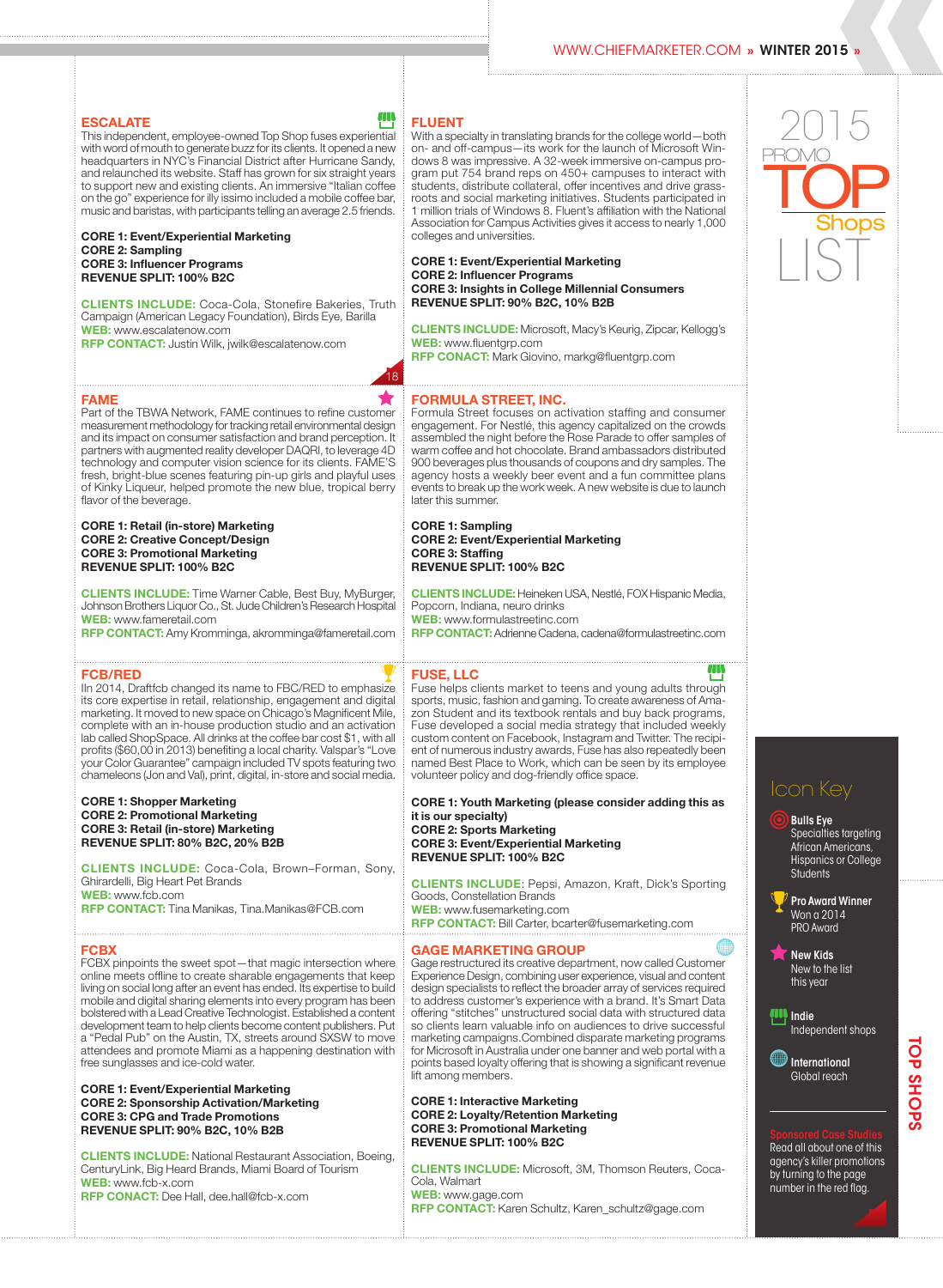## ESCALATE

This independent, employee-owned Top Shop fuses experiential with word of mouth to generate buzz for its clients. It opened a new headquarters in NYC's Financial District after Hurricane Sandy, and relaunched its website. Staff has grown for six straight years to support new and existing clients. An immersive "Italian coffee on the go" experience for illy issimo included a mobile coffee bar, music and baristas, with participants telling an average 2.5 friends.

**CORE 1: Event/Experiential Marketing**
**CORE 2: Sampling**
**CORE 3: Influencer Programs**
**REVENUE SPLIT: 100% B2C**

**CLIENTS INCLUDE:** Coca-Cola, Stonefire Bakeries, Truth Campaign (American Legacy Foundation), Birds Eye, Barilla
**WEB:** www.escalatenow.com
**RFP CONTACT:** Justin Wilk, jwilk@escalatenow.com

18

## FAME

Part of the TBWA Network, FAME continues to refine customer measurement methodology for tracking retail environmental design and its impact on consumer satisfaction and brand perception. It partners with augmented reality developer DAQRI, to leverage 4D technology and computer vision science for its clients. FAME'S fresh, bright-blue scenes featuring pin-up girls and playful uses of Kinky Liqueur, helped promote the new blue, tropical berry flavor of the beverage.

**CORE 1: Retail (in-store) Marketing**
**CORE 2: Creative Concept/Design**
**CORE 3: Promotional Marketing**
**REVENUE SPLIT: 100% B2C**

**CLIENTS INCLUDE:** Time Warner Cable, Best Buy, MyBurger, Johnson Brothers Liquor Co., St. Jude Children's Research Hospital
**WEB:** www.fameretail.com
**RFP CONTACT:** Amy Kromminga, akromminga@fameretail.com

## FCB/RED

IIn 2014, Draftfcb changed its name to FBC/RED to emphasize its core expertise in retail, relationship, engagement and digital marketing. It moved to new space on Chicago's Magnificent Mile, complete with an in-house production studio and an activation lab called ShopSpace. All drinks at the coffee bar cost $1, with all profits ($60,00 in 2013) benefiting a local charity. Valspar's "Love your Color Guarantee" campaign included TV spots featuring two chameleons (Jon and Val), print, digital, in-store and social media.

**CORE 1: Shopper Marketing**
**CORE 2: Promotional Marketing**
**CORE 3: Retail (in-store) Marketing**
**REVENUE SPLIT: 80% B2C, 20% B2B**

**CLIENTS INCLUDE:** Coca-Cola, Brown–Forman, Sony, Ghirardelli, Big Heart Pet Brands
**WEB:** www.fcb.com
**RFP CONTACT:** Tina Manikas, Tina.Manikas@FCB.com

## FCBX

FCBX pinpoints the sweet spot—that magic intersection where online meets offline to create sharable engagements that keep living on social long after an event has ended. Its expertise to build mobile and digital sharing elements into every program has been bolstered with a Lead Creative Technologist. Established a content development team to help clients become content publishers. Put a "Pedal Pub" on the Austin, TX, streets around SXSW to move attendees and promote Miami as a happening destination with free sunglasses and ice-cold water.

**CORE 1: Event/Experiential Marketing**
**CORE 2: Sponsorship Activation/Marketing**
**CORE 3: CPG and Trade Promotions**
**REVENUE SPLIT: 90% B2C, 10% B2B**

**CLIENTS INCLUDE:** National Restaurant Association, Boeing, CenturyLink, Big Heard Brands, Miami Board of Tourism
**WEB:** www.fcb-x.com
**RFP CONACT:** Dee Hall, dee.hall@fcb-x.com

## FLUENT

With a specialty in translating brands for the college world—both on- and off-campus—its work for the launch of Microsoft Windows 8 was impressive. A 32-week immersive on-campus program put 754 brand reps on 450+ campuses to interact with students, distribute collateral, offer incentives and drive grassroots and social marketing initiatives. Students participated in 1 million trials of Windows 8. Fluent's affiliation with the National Association for Campus Activities gives it access to nearly 1,000 colleges and universities.

**CORE 1: Event/Experiential Marketing**
**CORE 2: Influencer Programs**
**CORE 3: Insights in College Millennial Consumers**
**REVENUE SPLIT: 90% B2C, 10% B2B**

**CLIENTS INCLUDE:** Microsoft, Macy's Keurig, Zipcar, Kellogg's
**WEB:** www.fluentgrp.com
**RFP CONACT:** Mark Giovino, markg@fluentgrp.com

## FORMULA STREET, INC.

Formula Street focuses on activation staffing and consumer engagement. For Nestlé, this agency capitalized on the crowds assembled the night before the Rose Parade to offer samples of warm coffee and hot chocolate. Brand ambassadors distributed 900 beverages plus thousands of coupons and dry samples. The agency hosts a weekly beer event and a fun committee plans events to break up the work week. A new website is due to launch later this summer.

**CORE 1: Sampling**
**CORE 2: Event/Experiential Marketing**
**CORE 3: Staffing**
**REVENUE SPLIT: 100% B2C**

**CLIENTS INCLUDE:** Heineken USA, Nestlé, FOX Hispanic Media, Popcorn, Indiana, neuro drinks
**WEB:** www.formulastreetinc.com
**RFP CONTACT:** Adrienne Cadena, cadena@formulastreetinc.com

## FUSE, LLC

Fuse helps clients market to teens and young adults through sports, music, fashion and gaming. To create awareness of Amazon Student and its textbook rentals and buy back programs, Fuse developed a social media strategy that included weekly custom content on Facebook, Instagram and Twitter. The recipient of numerous industry awards, Fuse has also repeatedly been named Best Place to Work, which can be seen by its employee volunteer policy and dog-friendly office space.

**CORE 1: Youth Marketing (please consider adding this as it is our specialty)**
**CORE 2: Sports Marketing**
**CORE 3: Event/Experiential Marketing**
**REVENUE SPLIT: 100% B2C**

**CLIENTS INCLUDE:** Pepsi, Amazon, Kraft, Dick's Sporting Goods, Constellation Brands
**WEB:** www.fusemarketing.com
**RFP CONTACT:** Bill Carter, bcarter@fusemarketing.com

## GAGE MARKETING GROUP

Gage restructured its creative department, now called Customer Experience Design, combining user experience, visual and content design specialists to reflect the broader array of services required to address customer's experience with a brand. It's Smart Data offering "stitches" unstructured social data with structured data so clients learn valuable info on audiences to drive successful marketing campaigns.Combined disparate marketing programs for Microsoft in Australia under one banner and web portal with a points based loyalty offering that is showing a significant revenue lift among members.

**CORE 1: Interactive Marketing**
**CORE 2: Loyalty/Retention Marketing**
**CORE 3: Promotional Marketing**
**REVENUE SPLIT: 100% B2C**

**CLIENTS INCLUDE:** Microsoft, 3M, Thomson Reuters, Coca-Cola, Walmart
**WEB:** www.gage.com
**RFP CONTACT:** Karen Schultz, Karen_schultz@gage.com

---

2015 PROMO TOP Shops LIST

### Icon Key

- **Bulls Eye** Specialties targeting African Americans, Hispanics or College Students
- **Pro Award Winner** Won a 2014 PRO Award
- **New Kids** New to the list this year
- **Indie** Independent shops
- **International** Global reach

**Sponsored Case Studies** Read all about one of this agency's killer promotions by turning to the page number in the red flag.

TOP SHOPS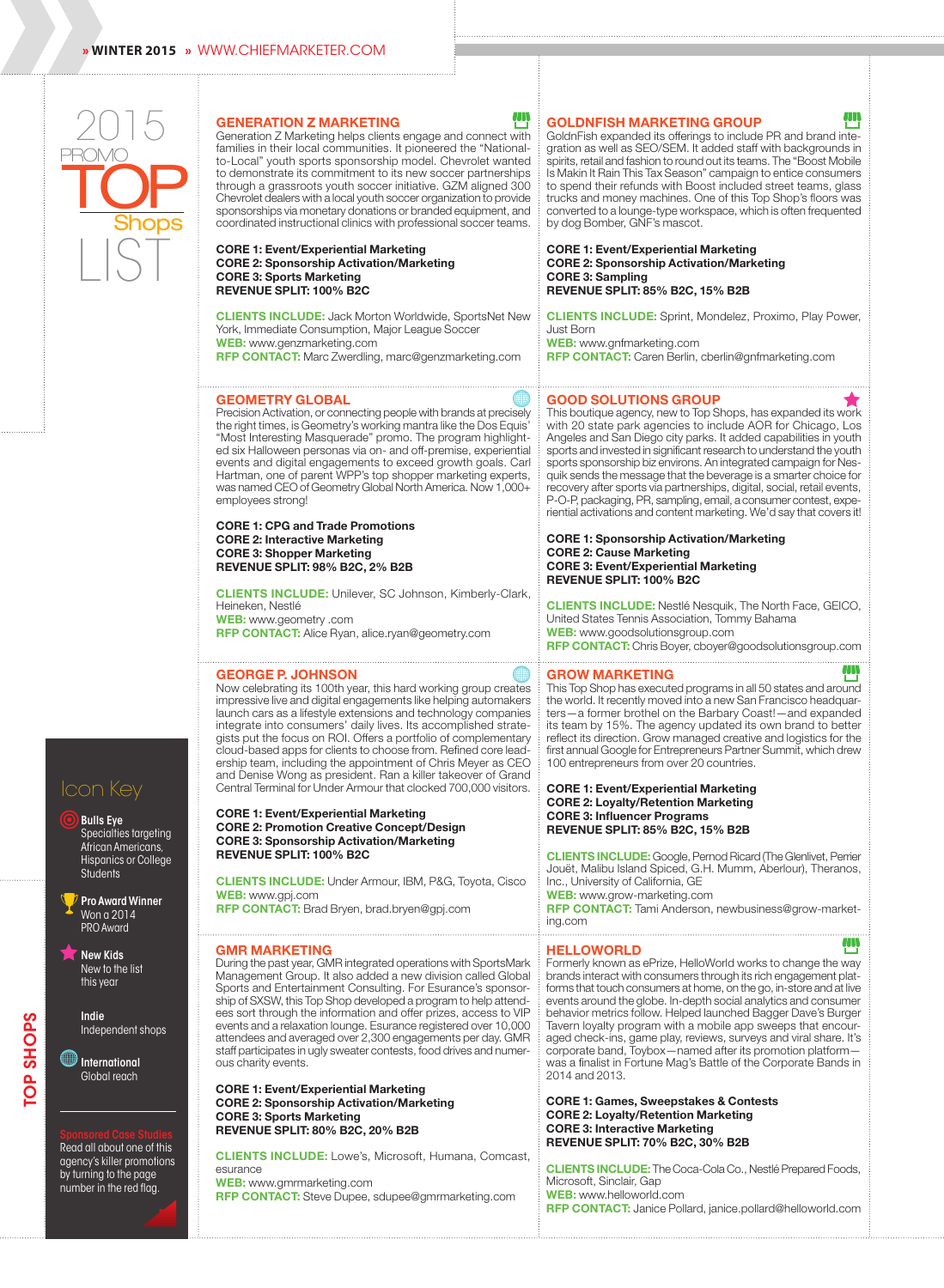# 2015 PROMO TOP Shops LIST

## GENERATION Z MARKETING

Generation Z Marketing helps clients engage and connect with families in their local communities. It pioneered the "National-to-Local" youth sports sponsorship model. Chevrolet wanted to demonstrate its commitment to its new soccer partnerships through a grassroots youth soccer initiative. GZM aligned 300 Chevrolet dealers with a local youth soccer organization to provide sponsorships via monetary donations or branded equipment, and coordinated instructional clinics with professional soccer teams.

**CORE 1: Event/Experiential Marketing**
**CORE 2: Sponsorship Activation/Marketing**
**CORE 3: Sports Marketing**
**REVENUE SPLIT: 100% B2C**

**CLIENTS INCLUDE:** Jack Morton Worldwide, SportsNet New York, Immediate Consumption, Major League Soccer
**WEB:** www.genzmarketing.com
**RFP CONTACT:** Marc Zwerdling, marc@genzmarketing.com

## GEOMETRY GLOBAL

Precision Activation, or connecting people with brands at precisely the right times, is Geometry's working mantra like the Dos Equis' "Most Interesting Masquerade" promo. The program highlighted six Halloween personas via on- and off-premise, experiential events and digital engagements to exceed growth goals. Carl Hartman, one of parent WPP's top shopper marketing experts, was named CEO of Geometry Global North America. Now 1,000+ employees strong!

**CORE 1: CPG and Trade Promotions**
**CORE 2: Interactive Marketing**
**CORE 3: Shopper Marketing**
**REVENUE SPLIT: 98% B2C, 2% B2B**

**CLIENTS INCLUDE:** Unilever, SC Johnson, Kimberly-Clark, Heineken, Nestlé
**WEB:** www.geometry .com
**RFP CONTACT:** Alice Ryan, alice.ryan@geometry.com

## GEORGE P. JOHNSON

Now celebrating its 100th year, this hard working group creates impressive live and digital engagements like helping automakers launch cars as a lifestyle extensions and technology companies integrate into consumers' daily lives. Its accomplished strategists put the focus on ROI. Offers a portfolio of complementary cloud-based apps for clients to choose from. Refined core leadership team, including the appointment of Chris Meyer as CEO and Denise Wong as president. Ran a killer takeover of Grand Central Terminal for Under Armour that clocked 700,000 visitors.

**CORE 1: Event/Experiential Marketing**
**CORE 2: Promotion Creative Concept/Design**
**CORE 3: Sponsorship Activation/Marketing**
**REVENUE SPLIT: 100% B2C**

**CLIENTS INCLUDE:** Under Armour, IBM, P&G, Toyota, Cisco
**WEB:** www.gpj.com
**RFP CONTACT:** Brad Bryen, brad.bryen@gpj.com

## GMR MARKETING

During the past year, GMR integrated operations with SportsMark Management Group. It also added a new division called Global Sports and Entertainment Consulting. For Esurance's sponsorship of SXSW, this Top Shop developed a program to help attendees sort through the information and offer prizes, access to VIP events and a relaxation lounge. Esurance registered over 10,000 attendees and averaged over 2,300 engagements per day. GMR staff participates in ugly sweater contests, food drives and numerous charity events.

**CORE 1: Event/Experiential Marketing**
**CORE 2: Sponsorship Activation/Marketing**
**CORE 3: Sports Marketing**
**REVENUE SPLIT: 80% B2C, 20% B2B**

**CLIENTS INCLUDE:** Lowe's, Microsoft, Humana, Comcast, esurance
**WEB:** www.gmrmarketing.com
**RFP CONTACT:** Steve Dupee, sdupee@gmrmarketing.com

## GOLDNFISH MARKETING GROUP

GoldnFish expanded its offerings to include PR and brand integration as well as SEO/SEM. It added staff with backgrounds in spirits, retail and fashion to round out its teams. The "Boost Mobile Is Makin It Rain This Tax Season" campaign to entice consumers to spend their refunds with Boost included street teams, glass trucks and money machines. One of this Top Shop's floors was converted to a lounge-type workspace, which is often frequented by dog Bomber, GNF's mascot.

**CORE 1: Event/Experiential Marketing**
**CORE 2: Sponsorship Activation/Marketing**
**CORE 3: Sampling**
**REVENUE SPLIT: 85% B2C, 15% B2B**

**CLIENTS INCLUDE:** Sprint, Mondelez, Proximo, Play Power, Just Born
**WEB:** www.gnfmarketing.com
**RFP CONTACT:** Caren Berlin, cberlin@gnfmarketing.com

## GOOD SOLUTIONS GROUP

This boutique agency, new to Top Shops, has expanded its work with 20 state park agencies to include AOR for Chicago, Los Angeles and San Diego city parks. It added capabilities in youth sports and invested in significant research to understand the youth sports sponsorship biz environs. An integrated campaign for Nesquik sends the message that the beverage is a smarter choice for recovery after sports via partnerships, digital, social, retail events, P-O-P, packaging, PR, sampling, email, a consumer contest, experiential activations and content marketing. We'd say that covers it!

**CORE 1: Sponsorship Activation/Marketing**
**CORE 2: Cause Marketing**
**CORE 3: Event/Experiential Marketing**
**REVENUE SPLIT: 100% B2C**

**CLIENTS INCLUDE:** Nestlé Nesquik, The North Face, GEICO, United States Tennis Association, Tommy Bahama
**WEB:** www.goodsolutionsgroup.com
**RFP CONTACT:** Chris Boyer, cboyer@goodsolutionsgroup.com

## GROW MARKETING

This Top Shop has executed programs in all 50 states and around the world. It recently moved into a new San Francisco headquarters—a former brothel on the Barbary Coast!—and expanded its team by 15%. The agency updated its own brand to better reflect its direction. Grow managed creative and logistics for the first annual Google for Entrepreneurs Partner Summit, which drew 100 entrepreneurs from over 20 countries.

**CORE 1: Event/Experiential Marketing**
**CORE 2: Loyalty/Retention Marketing**
**CORE 3: Influencer Programs**
**REVENUE SPLIT: 85% B2C, 15% B2B**

**CLIENTS INCLUDE:** Google, Pernod Ricard (The Glenlivet, Perrier Jouët, Malibu Island Spiced, G.H. Mumm, Aberlour), Theranos, Inc., University of California, GE
**WEB:** www.grow-marketing.com
**RFP CONTACT:** Tami Anderson, newbusiness@grow-marketing.com

## HELLOWORLD

Formerly known as ePrize, HelloWorld works to change the way brands interact with consumers through its rich engagement platforms that touch consumers at home, on the go, in-store and at live events around the globe. In-depth social analytics and consumer behavior metrics follow. Helped launched Bagger Dave's Burger Tavern loyalty program with a mobile app sweeps that encouraged check-ins, game play, reviews, surveys and viral share. It's corporate band, Toybox—named after its promotion platform—was a finalist in Fortune Mag's Battle of the Corporate Bands in 2014 and 2013.

**CORE 1: Games, Sweepstakes & Contests**
**CORE 2: Loyalty/Retention Marketing**
**CORE 3: Interactive Marketing**
**REVENUE SPLIT: 70% B2C, 30% B2B**

**CLIENTS INCLUDE:** The Coca-Cola Co., Nestlé Prepared Foods, Microsoft, Sinclair, Gap
**WEB:** www.helloworld.com
**RFP CONTACT:** Janice Pollard, janice.pollard@helloworld.com

---

### Icon Key

- **Bulls Eye** — Specialties targeting African Americans, Hispanics or College Students
- **Pro Award Winner** — Won a 2014 PRO Award
- **New Kids** — New to the list this year
- **Indie** — Independent shops
- **International** — Global reach

**Sponsored Case Studies** — Read all about one of this agency's killer promotions by turning to the page number in the red flag.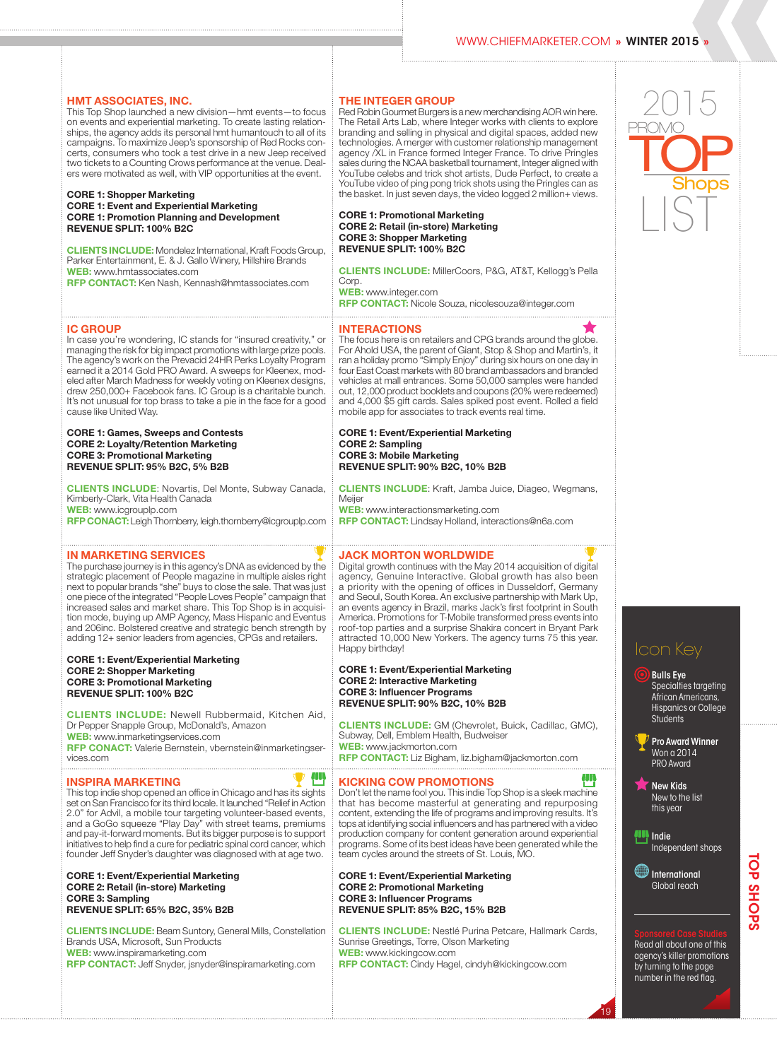## HMT ASSOCIATES, INC.

This Top Shop launched a new division—hmt events—to focus on events and experiential marketing. To create lasting relationships, the agency adds its personal hmt humantouch to all of its campaigns. To maximize Jeep's sponsorship of Red Rocks concerts, consumers who took a test drive in a new Jeep received two tickets to a Counting Crows performance at the venue. Dealers were motivated as well, with VIP opportunities at the event.

**CORE 1: Shopper Marketing**
**CORE 1: Event and Experiential Marketing**
**CORE 1: Promotion Planning and Development**
**REVENUE SPLIT: 100% B2C**

**CLIENTS INCLUDE:** Mondelez International, Kraft Foods Group, Parker Entertainment, E. & J. Gallo Winery, Hillshire Brands
**WEB:** www.hmtassociates.com
**RFP CONTACT:** Ken Nash, Kennash@hmtassociates.com

## THE INTEGER GROUP

Red Robin Gourmet Burgers is a new merchandising AOR win here. The Retail Arts Lab, where Integer works with clients to explore branding and selling in physical and digital spaces, added new technologies. A merger with customer relationship management agency /XL in France formed Integer France. To drive Pringles sales during the NCAA basketball tournament, Integer aligned with YouTube celebs and trick shot artists, Dude Perfect, to create a YouTube video of ping pong trick shots using the Pringles can as the basket. In just seven days, the video logged 2 million+ views.

**CORE 1: Promotional Marketing**
**CORE 2: Retail (in-store) Marketing**
**CORE 3: Shopper Marketing**
**REVENUE SPLIT: 100% B2C**

**CLIENTS INCLUDE:** MillerCoors, P&G, AT&T, Kellogg's Pella Corp.
**WEB:** www.integer.com
**RFP CONTACT:** Nicole Souza, nicolesouza@integer.com

## IC GROUP

In case you're wondering, IC stands for "insured creativity," or managing the risk for big impact promotions with large prize pools. The agency's work on the Prevacid 24HR Perks Loyalty Program earned it a 2014 Gold PRO Award. A sweeps for Kleenex, modeled after March Madness for weekly voting on Kleenex designs, drew 250,000+ Facebook fans. IC Group is a charitable bunch. It's not unusual for top brass to take a pie in the face for a good cause like United Way.

**CORE 1: Games, Sweeps and Contests**
**CORE 2: Loyalty/Retention Marketing**
**CORE 3: Promotional Marketing**
**REVENUE SPLIT: 95% B2C, 5% B2B**

**CLIENTS INCLUDE:** Novartis, Del Monte, Subway Canada, Kimberly-Clark, Vita Health Canada
**WEB:** www.icgrouplp.com
**RFP CONACT:** Leigh Thornberry, leigh.thornberry@icgrouplp.com

## INTERACTIONS

The focus here is on retailers and CPG brands around the globe. For Ahold USA, the parent of Giant, Stop & Shop and Martin's, it ran a holiday promo "Simply Enjoy" during six hours on one day in four East Coast markets with 80 brand ambassadors and branded vehicles at mall entrances. Some 50,000 samples were handed out, 12,000 product booklets and coupons (20% were redeemed) and 4,000 $5 gift cards. Sales spiked post event. Rolled a field mobile app for associates to track events real time.

**CORE 1: Event/Experiential Marketing**
**CORE 2: Sampling**
**CORE 3: Mobile Marketing**
**REVENUE SPLIT: 90% B2C, 10% B2B**

**CLIENTS INCLUDE:** Kraft, Jamba Juice, Diageo, Wegmans, Meijer
**WEB:** www.interactionsmarketing.com
**RFP CONTACT:** Lindsay Holland, interactions@n6a.com

## IN MARKETING SERVICES

The purchase journey is in this agency's DNA as evidenced by the strategic placement of People magazine in multiple aisles right next to popular brands "she" buys to close the sale. That was just one piece of the integrated "People Loves People" campaign that increased sales and market share. This Top Shop is in acquisition mode, buying up AMP Agency, Mass Hispanic and Eventus and 206inc. Bolstered creative and strategic bench strength by adding 12+ senior leaders from agencies, CPGs and retailers.

**CORE 1: Event/Experiential Marketing**
**CORE 2: Shopper Marketing**
**CORE 3: Promotional Marketing**
**REVENUE SPLIT: 100% B2C**

**CLIENTS INCLUDE:** Newell Rubbermaid, Kitchen Aid, Dr Pepper Snapple Group, McDonald's, Amazon
**WEB:** www.inmarketingservices.com
**RFP CONACT:** Valerie Bernstein, vbernstein@inmarketingservices.com

## JACK MORTON WORLDWIDE

Digital growth continues with the May 2014 acquisition of digital agency, Genuine Interactive. Global growth has also been a priority with the opening of offices in Dusseldorf, Germany and Seoul, South Korea. An exclusive partnership with Mark Up, an events agency in Brazil, marks Jack's first footprint in South America. Promotions for T-Mobile transformed press events into roof-top parties and a surprise Shakira concert in Bryant Park attracted 10,000 New Yorkers. The agency turns 75 this year. Happy birthday!

**CORE 1: Event/Experiential Marketing**
**CORE 2: Interactive Marketing**
**CORE 3: Influencer Programs**
**REVENUE SPLIT: 90% B2C, 10% B2B**

**CLIENTS INCLUDE:** GM (Chevrolet, Buick, Cadillac, GMC), Subway, Dell, Emblem Health, Budweiser
**WEB:** www.jackmorton.com
**RFP CONTACT:** Liz Bigham, liz.bigham@jackmorton.com

## INSPIRA MARKETING

This top indie shop opened an office in Chicago and has its sights set on San Francisco for its third locale. It launched "Relief in Action 2.0" for Advil, a mobile tour targeting volunteer-based events, and a GoGo squeeze "Play Day" with street teams, premiums and pay-it-forward moments. But its bigger purpose is to support initiatives to help find a cure for pediatric spinal cord cancer, which founder Jeff Snyder's daughter was diagnosed with at age two.

**CORE 1: Event/Experiential Marketing**
**CORE 2: Retail (in-store) Marketing**
**CORE 3: Sampling**
**REVENUE SPLIT: 65% B2C, 35% B2B**

**CLIENTS INCLUDE:** Beam Suntory, General Mills, Constellation Brands USA, Microsoft, Sun Products
**WEB:** www.inspiramarketing.com
**RFP CONTACT:** Jeff Snyder, jsnyder@inspiramarketing.com

## KICKING COW PROMOTIONS

Don't let the name fool you. This indie Top Shop is a sleek machine that has become masterful at generating and repurposing content, extending the life of programs and improving results. It's tops at identifying social influencers and has partnered with a video production company for content generation around experiential programs. Some of its best ideas have been generated while the team cycles around the streets of St. Louis, MO.

**CORE 1: Event/Experiential Marketing**
**CORE 2: Promotional Marketing**
**CORE 3: Influencer Programs**
**REVENUE SPLIT: 85% B2C, 15% B2B**

**CLIENTS INCLUDE:** Nestlé Purina Petcare, Hallmark Cards, Sunrise Greetings, Torre, Olson Marketing
**WEB:** www.kickingcow.com
**RFP CONTACT:** Cindy Hagel, cindyh@kickingcow.com

---

2015 PROMO TOP Shops LIST

### Icon Key

- **Bulls Eye** Specialties targeting African Americans, Hispanics or College Students
- **Pro Award Winner** Won a 2014 PRO Award
- **New Kids** New to the list this year
- **Indie** Independent shops
- **International** Global reach

**Sponsored Case Studies** Read all about one of this agency's killer promotions by turning to the page number in the red flag.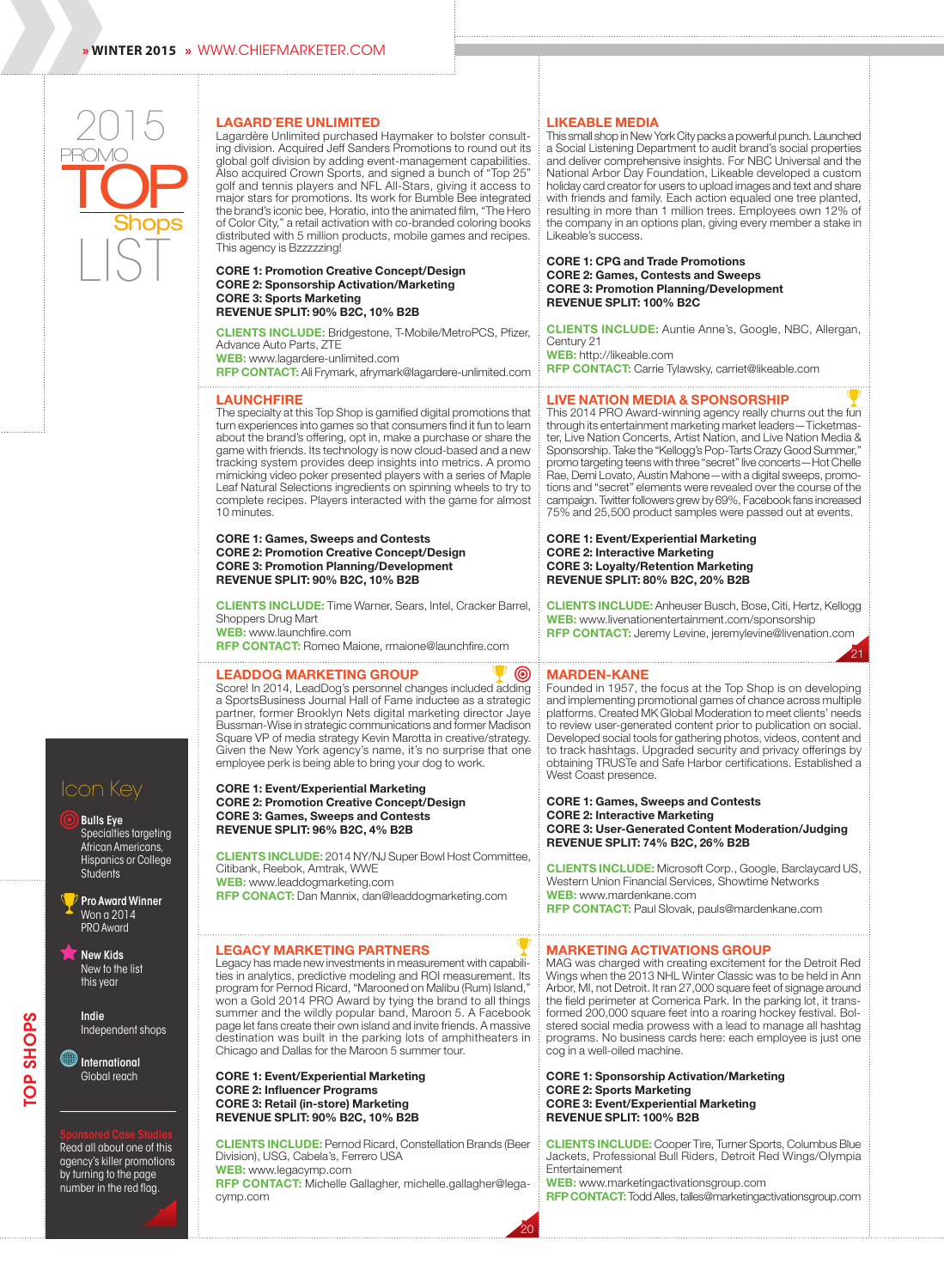# 2015 PROMO TOP Shops LIST

## LAGARD'ERE UNLIMITED

Lagardère Unlimited purchased Haymaker to bolster consulting division. Acquired Jeff Sanders Promotions to round out its global golf division by adding event-management capabilities. Also acquired Crown Sports, and signed a bunch of "Top 25" golf and tennis players and NFL All-Stars, giving it access to major stars for promotions. Its work for Bumble Bee integrated the brand's iconic bee, Horatio, into the animated film, "The Hero of Color City," a retail activation with co-branded coloring books distributed with 5 million products, mobile games and recipes. This agency is Bzzzzzing!

**CORE 1: Promotion Creative Concept/Design**
**CORE 2: Sponsorship Activation/Marketing**
**CORE 3: Sports Marketing**
**REVENUE SPLIT: 90% B2C, 10% B2B**

**CLIENTS INCLUDE:** Bridgestone, T-Mobile/MetroPCS, Pfizer, Advance Auto Parts, ZTE
**WEB:** www.lagardere-unlimited.com
**RFP CONTACT:** Ali Frymark, afrymark@lagardere-unlimited.com

## LAUNCHFIRE

The specialty at this Top Shop is gamified digital promotions that turn experiences into games so that consumers find it fun to learn about the brand's offering, opt in, make a purchase or share the game with friends. Its technology is now cloud-based and a new tracking system provides deep insights into metrics. A promo mimicking video poker presented players with a series of Maple Leaf Natural Selections ingredients on spinning wheels to try to complete recipes. Players interacted with the game for almost 10 minutes.

**CORE 1: Games, Sweeps and Contests**
**CORE 2: Promotion Creative Concept/Design**
**CORE 3: Promotion Planning/Development**
**REVENUE SPLIT: 90% B2C, 10% B2B**

**CLIENTS INCLUDE:** Time Warner, Sears, Intel, Cracker Barrel, Shoppers Drug Mart
**WEB:** www.launchfire.com
**RFP CONTACT:** Romeo Maione, rmaione@launchfire.com

## LEADDOG MARKETING GROUP

Score! In 2014, LeadDog's personnel changes included adding a SportsBusiness Journal Hall of Fame inductee as a strategic partner, former Brooklyn Nets digital marketing director Jaye Bussman-Wise in strategic communications and former Madison Square VP of media strategy Kevin Marotta in creative/strategy. Given the New York agency's name, it's no surprise that one employee perk is being able to bring your dog to work.

**CORE 1: Event/Experiential Marketing**
**CORE 2: Promotion Creative Concept/Design**
**CORE 3: Games, Sweeps and Contests**
**REVENUE SPLIT: 96% B2C, 4% B2B**

**CLIENTS INCLUDE:** 2014 NY/NJ Super Bowl Host Committee, Citibank, Reebok, Amtrak, WWE
**WEB:** www.leaddogmarketing.com
**RFP CONACT:** Dan Mannix, dan@leaddogmarketing.com

## LEGACY MARKETING PARTNERS

Legacy has made new investments in measurement with capabilities in analytics, predictive modeling and ROI measurement. Its program for Pernod Ricard, "Marooned on Malibu (Rum) Island," won a Gold 2014 PRO Award by tying the brand to all things summer and the wildly popular band, Maroon 5. A Facebook page let fans create their own island and invite friends. A massive destination was built in the parking lots of amphitheaters in Chicago and Dallas for the Maroon 5 summer tour.

**CORE 1: Event/Experiential Marketing**
**CORE 2: Influencer Programs**
**CORE 3: Retail (in-store) Marketing**
**REVENUE SPLIT: 90% B2C, 10% B2B**

**CLIENTS INCLUDE:** Pernod Ricard, Constellation Brands (Beer Division), USG, Cabela's, Ferrero USA
**WEB:** www.legacymp.com
**RFP CONTACT:** Michelle Gallagher, michelle.gallagher@legacymp.com

## LIKEABLE MEDIA

This small shop in New York City packs a powerful punch. Launched a Social Listening Department to audit brand's social properties and deliver comprehensive insights. For NBC Universal and the National Arbor Day Foundation, Likeable developed a custom holiday card creator for users to upload images and text and share with friends and family. Each action equaled one tree planted, resulting in more than 1 million trees. Employees own 12% of the company in an options plan, giving every member a stake in Likeable's success.

**CORE 1: CPG and Trade Promotions**
**CORE 2: Games, Contests and Sweeps**
**CORE 3: Promotion Planning/Development**
**REVENUE SPLIT: 100% B2C**

**CLIENTS INCLUDE:** Auntie Anne's, Google, NBC, Allergan, Century 21
**WEB:** http://likeable.com
**RFP CONTACT:** Carrie Tylawsky, carriet@likeable.com

## LIVE NATION MEDIA & SPONSORSHIP

This 2014 PRO Award-winning agency really churns out the fun through its entertainment marketing market leaders—Ticketmaster, Live Nation Concerts, Artist Nation, and Live Nation Media & Sponsorship. Take the "Kellogg's Pop-Tarts Crazy Good Summer," promo targeting teens with three "secret" live concerts—Hot Chelle Rae, Demi Lovato, Austin Mahone—with a digital sweeps, promotions and "secret" elements were revealed over the course of the campaign. Twitter followers grew by 69%, Facebook fans increased 75% and 25,500 product samples were passed out at events.

**CORE 1: Event/Experiential Marketing**
**CORE 2: Interactive Marketing**
**CORE 3: Loyalty/Retention Marketing**
**REVENUE SPLIT: 80% B2C, 20% B2B**

**CLIENTS INCLUDE:** Anheuser Busch, Bose, Citi, Hertz, Kellogg
**WEB:** www.livenationentertainment.com/sponsorship
**RFP CONTACT:** Jeremy Levine, jeremylevine@livenation.com

## MARDEN-KANE

Founded in 1957, the focus at the Top Shop is on developing and implementing promotional games of chance across multiple platforms. Created MK Global Moderation to meet clients' needs to review user-generated content prior to publication on social. Developed social tools for gathering photos, videos, content and to track hashtags. Upgraded security and privacy offerings by obtaining TRUSTe and Safe Harbor certifications. Established a West Coast presence.

**CORE 1: Games, Sweeps and Contests**
**CORE 2: Interactive Marketing**
**CORE 3: User-Generated Content Moderation/Judging**
**REVENUE SPLIT: 74% B2C, 26% B2B**

**CLIENTS INCLUDE:** Microsoft Corp., Google, Barclaycard US, Western Union Financial Services, Showtime Networks
**WEB:** www.mardenkane.com
**RFP CONTACT:** Paul Slovak, pauls@mardenkane.com

## MARKETING ACTIVATIONS GROUP

MAG was charged with creating excitement for the Detroit Red Wings when the 2013 NHL Winter Classic was to be held in Ann Arbor, MI, not Detroit. It ran 27,000 square feet of signage around the field perimeter at Comerica Park. In the parking lot, it transformed 200,000 square feet into a roaring hockey festival. Bolstered social media prowess with a lead to manage all hashtag programs. No business cards here: each employee is just one cog in a well-oiled machine.

**CORE 1: Sponsorship Activation/Marketing**
**CORE 2: Sports Marketing**
**CORE 3: Event/Experiential Marketing**
**REVENUE SPLIT: 100% B2B**

**CLIENTS INCLUDE:** Cooper Tire, Turner Sports, Columbus Blue Jackets, Professional Bull Riders, Detroit Red Wings/Olympia Entertainment
**WEB:** www.marketingactivationsgroup.com
**RFP CONTACT:** Todd Alles, talles@marketingactivationsgroup.com

### Icon Key

- **Bulls Eye** Specialties targeting African Americans, Hispanics or College Students
- **Pro Award Winner** Won a 2014 PRO Award
- **New Kids** New to the list this year
- **Indie** Independent shops
- **International** Global reach

**Sponsored Case Studies** Read all about one of this agency's killer promotions by turning to the page number in the red flag.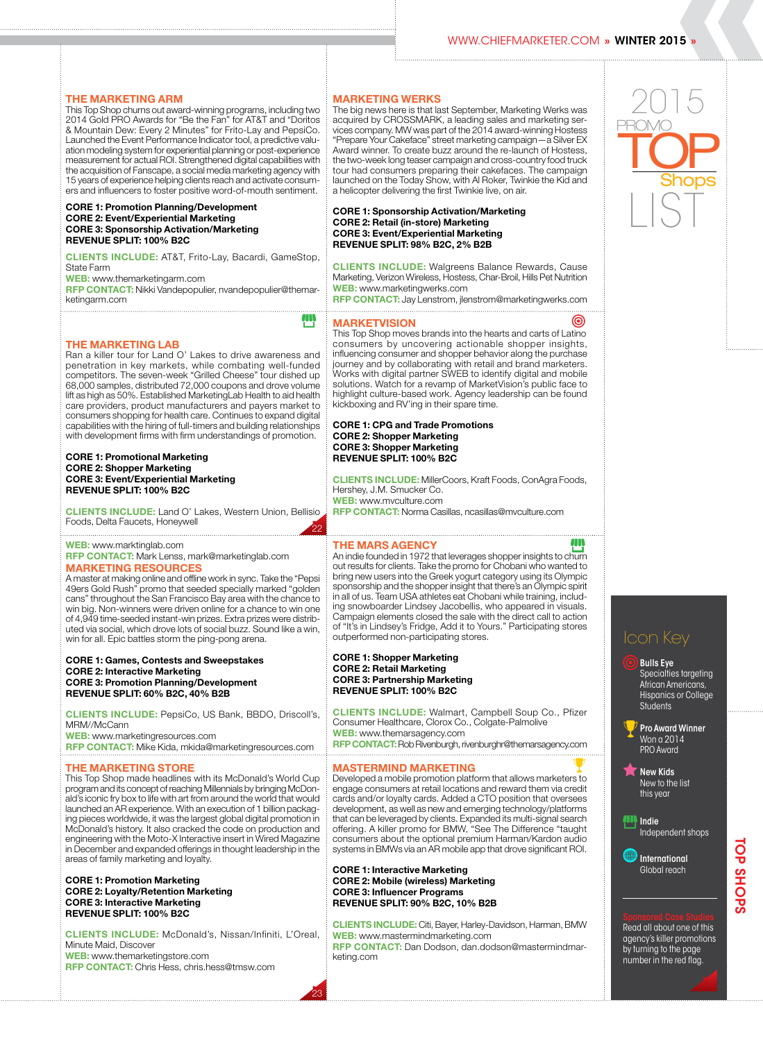## THE MARKETING ARM

This Top Shop churns out award-winning programs, including two 2014 Gold PRO Awards for "Be the Fan" for AT&T and "Doritos & Mountain Dew: Every 2 Minutes" for Frito-Lay and PepsiCo. Launched the Event Performance Indicator tool, a predictive valuation modeling system for experiential planning or post-experience measurement for actual ROI. Strengthened digital capabilities with the acquisition of Fanscape, a social media marketing agency with 15 years of experience helping clients reach and activate consumers and influencers to foster positive word-of-mouth sentiment.

**CORE 1: Promotion Planning/Development**
**CORE 2: Event/Experiential Marketing**
**CORE 3: Sponsorship Activation/Marketing**
**REVENUE SPLIT: 100% B2C**

**CLIENTS INCLUDE:** AT&T, Frito-Lay, Bacardi, GameStop, State Farm
**WEB:** www.themarketingarm.com
**RFP CONTACT:** Nikki Vandepopulier, nvandepopulier@themarketingarm.com

## THE MARKETING LAB

Ran a killer tour for Land O' Lakes to drive awareness and penetration in key markets, while combating well-funded competitors. The seven-week "Grilled Cheese" tour dished up 68,000 samples, distributed 72,000 coupons and drove volume lift as high as 50%. Established MarketingLab Health to aid health care providers, product manufacturers and payers market to consumers shopping for health care. Continues to expand digital capabilities with the hiring of full-timers and building relationships with development firms with firm understandings of promotion.

**CORE 1: Promotional Marketing**
**CORE 2: Shopper Marketing**
**CORE 3: Event/Experiential Marketing**
**REVENUE SPLIT: 100% B2C**

**CLIENTS INCLUDE:** Land O' Lakes, Western Union, Bellisio Foods, Delta Faucets, Honeywell
**WEB:** www.marktinglab.com
**RFP CONTACT:** Mark Lenss, mark@marketinglab.com

## MARKETING RESOURCES

A master at making online and offline work in sync. Take the "Pepsi 49ers Gold Rush" promo that seeded specially marked "golden cans" throughout the San Francisco Bay area with the chance to win big. Non-winners were driven online for a chance to win one of 4,949 time-seeded instant-win prizes. Extra prizes were distributed via social, which drove lots of social buzz. Sound like a win, win for all. Epic battles storm the ping-pong arena.

**CORE 1: Games, Contests and Sweepstakes**
**CORE 2: Interactive Marketing**
**CORE 3: Promotion Planning/Development**
**REVENUE SPLIT: 60% B2C, 40% B2B**

**CLIENTS INCLUDE:** PepsiCo, US Bank, BBDO, Driscoll's, MRM//McCann
**WEB:** www.marketingresources.com
**RFP CONTACT:** Mike Kida, mkida@marketingresources.com

## THE MARKETING STORE

This Top Shop made headlines with its McDonald's World Cup program and its concept of reaching Millennials by bringing McDonald's iconic fry box to life with art from around the world that would launched an AR experience. With an execution of 1 billion packaging pieces worldwide, it was the largest global digital promotion in McDonald's history. It also cracked the code on production and engineering with the Moto-X Interactive insert in Wired Magazine in December and expanded offerings in thought leadership in the areas of family marketing and loyalty.

**CORE 1: Promotion Planning/Development**
**CORE 2: Loyalty/Retention Marketing**
**CORE 3: Interactive Marketing**
**REVENUE SPLIT: 100% B2C**

**CLIENTS INCLUDE:** McDonald's, Nissan/Infiniti, L'Oreal, Minute Maid, Discover
**WEB:** www.themarketingstore.com
**RFP CONTACT:** Chris Hess, chris.hess@tmsw.com

## MARKETING WERKS

The big news here is that last September, Marketing Werks was acquired by CROSSMARK, a leading sales and marketing services company. MW was part of the 2014 award-winning Hostess "Prepare Your Cakeface" street marketing campaign—a Silver EX Award winner. To create buzz around the re-launch of Hostess, the two-week long teaser campaign and cross-country food truck tour had consumers preparing their cakefaces. The campaign launched on the Today Show, with Al Roker, Twinkie the Kid and a helicopter delivering the first Twinkie live, on air.

**CORE 1: Sponsorship Activation/Marketing**
**CORE 2: Retail (in-store) Marketing**
**CORE 3: Event/Experiential Marketing**
**REVENUE SPLIT: 98% B2C, 2% B2B**

**CLIENTS INCLUDE:** Walgreens Balance Rewards, Cause Marketing, Verizon Wireless, Hostess, Char-Broil, Hills Pet Nutrition
**WEB:** www.marketingwerks.com
**RFP CONTACT:** Jay Lenstrom, jlenstrom@marketingwerks.com

## MARKETVISION

This Top Shop moves brands into the hearts and carts of Latino consumers by uncovering actionable shopper insights, influencing consumer and shopper behavior along the purchase journey and by collaborating with retail and brand marketers. Works with digital partner SWEB to identify digital and mobile solutions. Watch for a revamp of MarketVision's public face to highlight culture-based work. Agency leadership can be found kickboxing and RV'ing in their spare time.

**CORE 1: CPG and Trade Promotions**
**CORE 2: Shopper Marketing**
**CORE 3: Shopper Marketing**
**REVENUE SPLIT: 100% B2C**

**CLIENTS INCLUDE:** MillerCoors, Kraft Foods, ConAgra Foods, Hershey, J.M. Smucker Co.
**WEB:** www.mvculture.com
**RFP CONTACT:** Norma Casillas, ncasillas@mvculture.com

## THE MARS AGENCY

An indie founded in 1972 that leverages shopper insights to churn out results for clients. Take the promo for Chobani who wanted to bring new users into the Greek yogurt category using its Olympic sponsorship and the shopper insight that there's an Olympic spirit in all of us. Team USA athletes eat Chobani while training, including snowboarder Lindsey Jacobellis, who appeared in visuals. Campaign elements closed the sale with the direct call to action of "It's in Lindsey's Fridge, Add it to Yours." Participating stores outperformed non-participating stores.

**CORE 1: Shopper Marketing**
**CORE 2: Retail Marketing**
**CORE 3: Partnership Marketing**
**REVENUE SPLIT: 100% B2C**

**CLIENTS INCLUDE:** Walmart, Campbell Soup Co., Pfizer Consumer Healthcare, Clorox Co., Colgate-Palmolive
**WEB:** www.themarsagency.com
**RFP CONTACT:** Rob Rivenburgh, rivenburghr@themarsagency.com

## MASTERMIND MARKETING

Developed a mobile promotion platform that allows marketers to engage consumers at retail locations and reward them via credit cards and/or loyalty cards. Added a CTO position that oversees development, as well as new and emerging technology/platforms that can be leveraged by clients. Expanded its multi-signal search offering. A killer promo for BMW, "See The Difference "taught consumers about the optional premium Harman/Kardon audio systems in BMWs via an AR mobile app that drove significant ROI.

**CORE 1: Interactive Marketing**
**CORE 2: Mobile (wireless) Marketing**
**CORE 3: Influencer Programs**
**REVENUE SPLIT: 90% B2C, 10% B2B**

**CLIENTS INCLUDE:** Citi, Bayer, Harley-Davidson, Harman, BMW
**WEB:** www.mastermindmarketing.com
**RFP CONTACT:** Dan Dodson, dan.dodson@mastermindmarketing.com

## Icon Key

- **Bulls Eye** Specialties targeting African Americans, Hispanics or College Students
- **Pro Award Winner** Won a 2014 PRO Award
- **New Kids** New to the list this year
- **Indie** Independent shops
- **International** Global reach

**Sponsored Case Studies** Read all about one of this agency's killer promotions by turning to the page number in the red flag.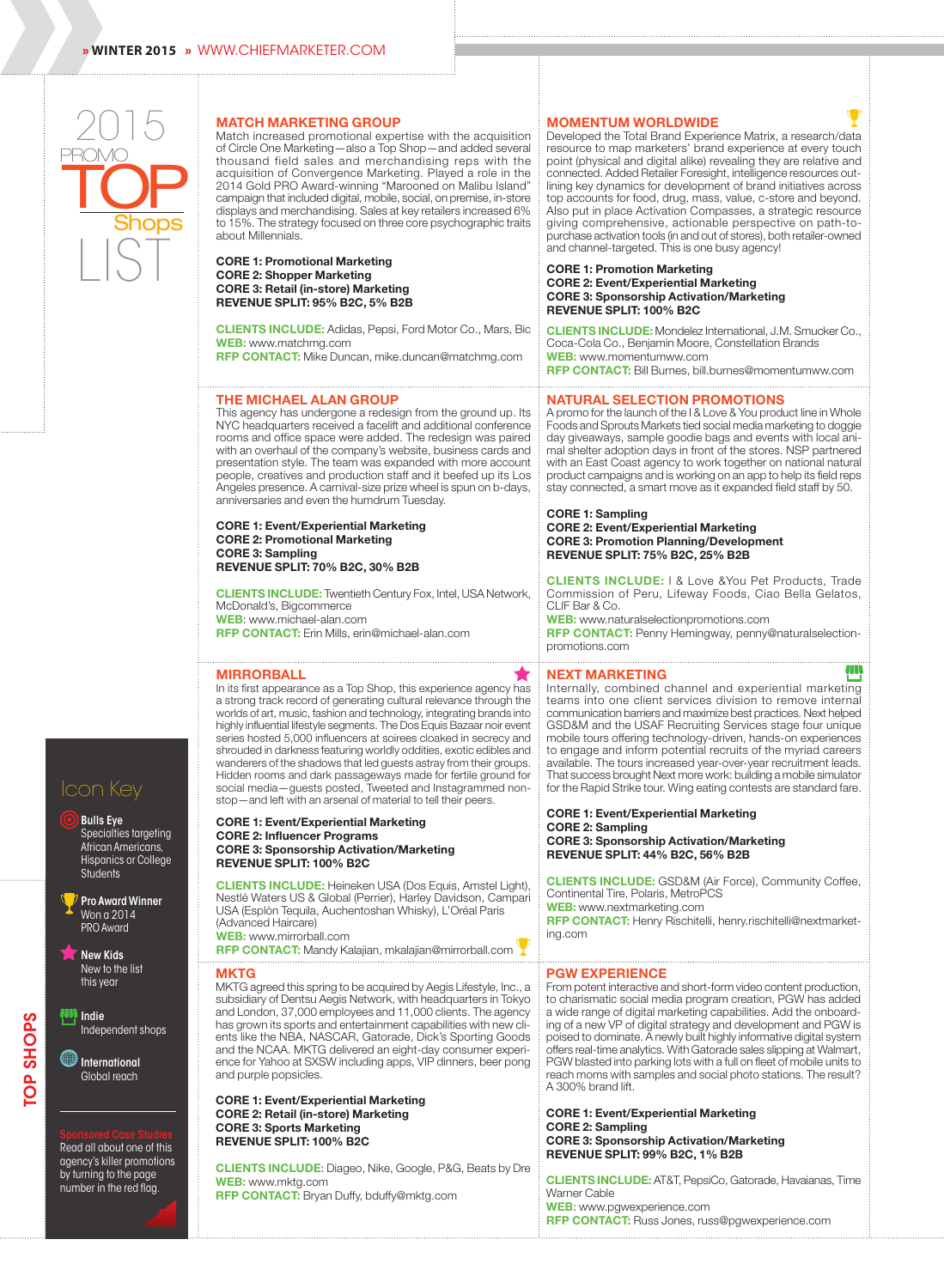# 2015 PROMO TOP Shops LIST

## MATCH MARKETING GROUP

Match increased promotional expertise with the acquisition of Circle One Marketing—also a Top Shop—and added several thousand field sales and merchandising reps with the acquisition of Convergence Marketing. Played a role in the 2014 Gold PRO Award-winning "Marooned on Malibu Island" campaign that included digital, mobile, social, on premise, in-store displays and merchandising. Sales at key retailers increased 6% to 15%. The strategy focused on three core psychographic traits about Millennials.

**CORE 1: Promotional Marketing**
**CORE 2: Shopper Marketing**
**CORE 3: Retail (in-store) Marketing**
**REVENUE SPLIT: 95% B2C, 5% B2B**

**CLIENTS INCLUDE:** Adidas, Pepsi, Ford Motor Co., Mars, Bic
**WEB:** www.matchmg.com
**RFP CONTACT:** Mike Duncan, mike.duncan@matchmg.com

## THE MICHAEL ALAN GROUP

This agency has undergone a redesign from the ground up. Its NYC headquarters received a facelift and additional conference rooms and office space were added. The redesign was paired with an overhaul of the company's website, business cards and presentation style. The team was expanded with more account people, creatives and production staff and it beefed up its Los Angeles presence. A carnival-size prize wheel is spun on b-days, anniversaries and even the humdrum Tuesday.

**CORE 1: Event/Experiential Marketing**
**CORE 2: Promotional Marketing**
**CORE 3: Sampling**
**REVENUE SPLIT: 70% B2C, 30% B2B**

**CLIENTS INCLUDE:** Twentieth Century Fox, Intel, USA Network, McDonald's, Bigcommerce
**WEB:** www.michael-alan.com
**RFP CONTACT:** Erin Mills, erin@michael-alan.com

## MIRRORBALL

In its first appearance as a Top Shop, this experience agency has a strong track record of generating cultural relevance through the worlds of art, music, fashion and technology, integrating brands into highly influential lifestyle segments. The Dos Equis Bazaar noir event series hosted 5,000 influencers at soirees cloaked in secrecy and shrouded in darkness featuring worldly oddities, exotic edibles and wanderers of the shadows that led guests astray from their groups. Hidden rooms and dark passageways made for fertile ground for social media—guests posted, Tweeted and Instagrammed non-stop—and left with an arsenal of material to tell their peers.

**CORE 1: Event/Experiential Marketing**
**CORE 2: Influencer Programs**
**CORE 3: Sponsorship Activation/Marketing**
**REVENUE SPLIT: 100% B2C**

**CLIENTS INCLUDE:** Heineken USA (Dos Equis, Amstel Light), Nestlé Waters US & Global (Perrier), Harley Davidson, Campari USA (Esplòn Tequila, Auchentoshan Whisky), L'Oréal Paris (Advanced Haircare)
**WEB:** www.mirrorball.com
**RFP CONTACT:** Mandy Kalajian, mkalajian@mirrorball.com

## MKTG

MKTG agreed this spring to be acquired by Aegis Lifestyle, Inc., a subsidiary of Dentsu Aegis Network, with headquarters in Tokyo and London, 37,000 employees and 11,000 clients. The agency has grown its sports and entertainment capabilities with new clients like the NBA, NASCAR, Gatorade, Dick's Sporting Goods and the NCAA. MKTG delivered an eight-day consumer experience for Yahoo at SXSW including apps, VIP dinners, beer pong and purple popsicles.

**CORE 1: Event/Experiential Marketing**
**CORE 2: Retail (in-store) Marketing**
**CORE 3: Sports Marketing**
**REVENUE SPLIT: 100% B2C**

**CLIENTS INCLUDE:** Diageo, Nike, Google, P&G, Beats by Dre
**WEB:** www.mktg.com
**RFP CONTACT:** Bryan Duffy, bduffy@mktg.com

## MOMENTUM WORLDWIDE

Developed the Total Brand Experience Matrix, a research/data resource to map marketers' brand experience at every touch point (physical and digital alike) revealing they are relative and connected. Added Retailer Foresight, intelligence resources outlining key dynamics for development of brand initiatives across top accounts for food, drug, mass, value, c-store and beyond. Also put in place Activation Compasses, a strategic resource giving comprehensive, actionable perspective on path-to-purchase activation tools (in and out of stores), both retailer-owned and channel-targeted. This is one busy agency!

**CORE 1: Promotion Marketing**
**CORE 2: Event/Experiential Marketing**
**CORE 3: Sponsorship Activation/Marketing**
**REVENUE SPLIT: 100% B2C**

**CLIENTS INCLUDE:** Mondelez International, J.M. Smucker Co., Coca-Cola Co., Benjamin Moore, Constellation Brands
**WEB:** www.momentumww.com
**RFP CONTACT:** Bill Burnes, bill.burnes@momentumww.com

## NATURAL SELECTION PROMOTIONS

A promo for the launch of the I & Love & You product line in Whole Foods and Sprouts Markets tied social media marketing to doggie day giveaways, sample goodie bags and events with local animal shelter adoption days in front of the stores. NSP partnered with an East Coast agency to work together on national natural product campaigns and is working on an app to help its field reps stay connected, a smart move as it expanded field staff by 50.

**CORE 1: Sampling**
**CORE 2: Event/Experiential Marketing**
**CORE 3: Promotion Planning/Development**
**REVENUE SPLIT: 75% B2C, 25% B2B**

**CLIENTS INCLUDE:** I & Love &You Pet Products, Trade Commission of Peru, Lifeway Foods, Ciao Bella Gelatos, CLIF Bar & Co.
**WEB:** www.naturalselectionpromotions.com
**RFP CONTACT:** Penny Hemingway, penny@naturalselection-promotions.com

## NEXT MARKETING

Internally, combined channel and experiential marketing teams into one client services division to remove internal communication barriers and maximize best practices. Next helped GSD&M and the USAF Recruiting Services stage four unique mobile tours offering technology-driven, hands-on experiences to engage and inform potential recruits of the myriad careers available. The tours increased year-over-year recruitment leads. That success brought Next more work: building a mobile simulator for the Rapid Strike tour. Wing eating contests are standard fare.

**CORE 1: Event/Experiential Marketing**
**CORE 2: Sampling**
**CORE 3: Sponsorship Activation/Marketing**
**REVENUE SPLIT: 44% B2C, 56% B2B**

**CLIENTS INCLUDE:** GSD&M (Air Force), Community Coffee, Continental Tire, Polaris, MetroPCS
**WEB:** www.nextmarketing.com
**RFP CONTACT:** Henry Rischitelli, henry.rischitelli@nextmarketing.com

## PGW EXPERIENCE

From potent interactive and short-form video content production, to charismatic social media program creation, PGW has added a wide range of digital marketing capabilities. Add the onboarding of a new VP of digital strategy and development and PGW is poised to dominate. A newly built highly informative digital system offers real-time analytics. With Gatorade sales slipping at Walmart, PGW blasted into parking lots with a full on fleet of mobile units to reach moms with samples and social photo stations. The result? A 300% brand lift.

**CORE 1: Event/Experiential Marketing**
**CORE 2: Sampling**
**CORE 3: Sponsorship Activation/Marketing**
**REVENUE SPLIT: 99% B2C, 1% B2B**

**CLIENTS INCLUDE:** AT&T, PepsiCo, Gatorade, Havaianas, Time Warner Cable
**WEB:** www.pgwexperience.com
**RFP CONTACT:** Russ Jones, russ@pgwexperience.com

### Icon Key

- **Bulls Eye** – Specialties targeting African Americans, Hispanics or College Students
- **Pro Award Winner** – Won a 2014 PRO Award
- **New Kids** – New to the list this year
- **Indie** – Independent shops
- **International** – Global reach

**Sponsored Case Studies** – Read all about one of this agency's killer promotions by turning to the page number in the red flag.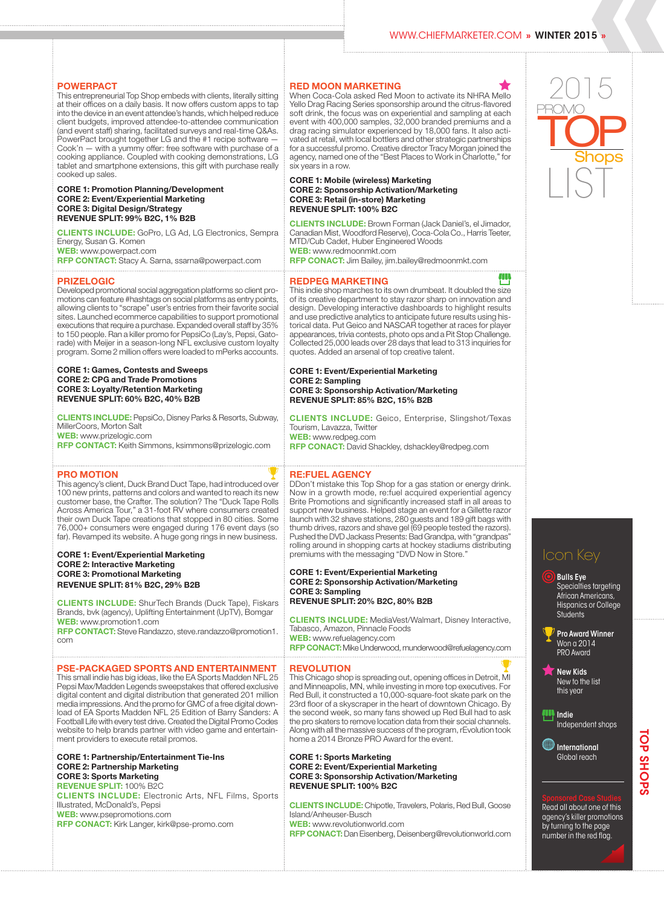## POWERPACT

This entrepreneurial Top Shop embeds with clients, literally sitting at their offices on a daily basis. It now offers custom apps to tap into the device in an event attendee's hands, which helped reduce client budgets, improved attendee-to-attendee communication (and event staff) sharing, facilitated surveys and real-time Q&As. PowerPact brought together LG and the #1 recipe software — Cook'n — with a yummy offer: free software with purchase of a cooking appliance. Coupled with cooking demonstrations, LG tablet and smartphone extensions, this gift with purchase really cooked up sales.

**CORE 1: Promotion Planning/Development**
**CORE 2: Event/Experiential Marketing**
**CORE 3: Digital Design/Strategy**
**REVENUE SPLIT: 99% B2C, 1% B2B**

**CLIENTS INCLUDE:** GoPro, LG Ad, LG Electronics, Sempra Energy, Susan G. Komen
**WEB:** www.powerpact.com
**RFP CONTACT:** Stacy A. Sarna, ssarna@powerpact.com

## PRIZELOGIC

Developed promotional social aggregation platforms so client promotions can feature #hashtags on social platforms as entry points, allowing clients to "scrape" user's entries from their favorite social sites. Launched ecommerce capabilities to support promotional executions that require a purchase. Expanded overall staff by 35% to 150 people. Ran a killer promo for PepsiCo (Lay's, Pepsi, Gatorade) with Meijer in a season-long NFL exclusive custom loyalty program. Some 2 million offers were loaded to mPerks accounts.

**CORE 1: Games, Contests and Sweeps**
**CORE 2: CPG and Trade Promotions**
**CORE 3: Loyalty/Retention Marketing**
**REVENUE SPLIT: 60% B2C, 40% B2B**

**CLIENTS INCLUDE:** PepsiCo, Disney Parks & Resorts, Subway, MillerCoors, Morton Salt
**WEB:** www.prizelogic.com
**RFP CONTACT:** Keith Simmons, ksimmons@prizelogic.com

## PRO MOTION

This agency's client, Duck Brand Duct Tape, had introduced over 100 new prints, patterns and colors and wanted to reach its new customer base, the Crafter. The solution? The "Duck Tape Rolls Across America Tour," a 31-foot RV where consumers created their own Duck Tape creations that stopped in 80 cities. Some 76,000+ consumers were engaged during 176 event days (so far). Revamped its website. A huge gong rings in new business.

**CORE 1: Event/Experiential Marketing**
**CORE 2: Interactive Marketing**
**CORE 3: Promotional Marketing**
**REVENUE SPLIT: 81% B2C, 29% B2B**

**CLIENTS INCLUDE:** ShurTech Brands (Duck Tape), Fiskars Brands, bvk (agency), Uplifting Entertainment (UpTV), Bomgar
**WEB:** www.promotion1.com
**RFP CONTACT:** Steve Randazzo, steve.randazzo@promotion1.com

## PSE-PACKAGED SPORTS AND ENTERTAINMENT

This small indie has big ideas, like the EA Sports Madden NFL 25 Pepsi Max/Madden Legends sweepstakes that offered exclusive digital content and digital distribution that generated 201 million media impressions. And the promo for GMC of a free digital download of EA Sports Madden NFL 25 Edition of Barry Sanders: A Football Life with every test drive. Created the Digital Promo Codes website to help brands partner with video game and entertainment providers to execute retail promos.

**CORE 1: Partnership/Entertainment Tie-Ins**
**CORE 2: Partnership Marketing**
**CORE 3: Sports Marketing**
**REVENUE SPLIT:** 100% B2C
**CLIENTS INCLUDE:** Electronic Arts, NFL Films, Sports Illustrated, McDonald's, Pepsi
**WEB:** www.psepromotions.com
**RFP CONACT:** Kirk Langer, kirk@pse-promo.com

## RED MOON MARKETING

When Coca-Cola asked Red Moon to activate its NHRA Mello Yello Drag Racing Series sponsorship around the citrus-flavored soft drink, the focus was on experiential and sampling at each event with over 400,000 samples, 32,000 branded premiums and a drag racing simulator experienced by 18,000 fans. It also activated at retail, with local bottlers and other strategic partnerships for a successful promo. Creative director Tracy Morgan joined the agency, named one of the "Best Places to Work in Charlotte," for six years in a row.

**CORE 1: Mobile (wireless) Marketing**
**CORE 2: Sponsorship Activation/Marketing**
**CORE 3: Retail (in-store) Marketing**
**REVENUE SPLIT: 100% B2C**

**CLIENTS INCLUDE:** Brown Forman (Jack Daniel's, el Jimador, Canadian Mist, Woodford Reserve), Coca-Cola Co., Harris Teeter, MTD/Cub Cadet, Huber Engineered Woods
**WEB:** www.redmoonmkt.com
**RFP CONACT:** Jim Bailey, jim.bailey@redmoonmkt.com

## REDPEG MARKETING

This indie shop marches to its own drumbeat. It doubled the size of its creative department to stay razor sharp on innovation and design. Developing interactive dashboards to highlight results and use predictive analytics to anticipate future results using historical data. Put Geico and NASCAR together at races for player appearances, trivia contests, photo ops and a Pit Stop Challenge. Collected 25,000 leads over 28 days that lead to 313 inquiries for quotes. Added an arsenal of top creative talent.

**CORE 1: Event/Experiential Marketing**
**CORE 2: Sampling**
**CORE 3: Sponsorship Activation/Marketing**
**REVENUE SPLIT: 85% B2C, 15% B2B**

**CLIENTS INCLUDE:** Geico, Enterprise, Slingshot/Texas Tourism, Lavazza, Twitter
**WEB:** www.redpeg.com
**RFP CONACT:** David Shackley, dshackley@redpeg.com

## RE:FUEL AGENCY

DDon't mistake this Top Shop for a gas station or energy drink. Now in a growth mode, re:fuel acquired experiential agency Brite Promotions and significantly increased staff in all areas to support new business. Helped stage an event for a Gillette razor launch with 32 shave stations, 280 guests and 189 gift bags with thumb drives, razors and shave gel (69 people tested the razors). Pushed the DVD Jackass Presents: Bad Grandpa, with "grandpas" rolling around in shopping carts at hockey stadiums distributing premiums with the messaging "DVD Now in Store."

**CORE 1: Event/Experiential Marketing**
**CORE 2: Sponsorship Activation/Marketing**
**CORE 3: Sampling**
**REVENUE SPLIT: 20% B2C, 80% B2B**

**CLIENTS INCLUDE:** MediaVest/Walmart, Disney Interactive, Tabasco, Amazon, Pinnacle Foods
**WEB:** www.refuelagency.com
**RFP CONACT:** Mike Underwood, munderwood@refuelagency.com

## REVOLUTION

This Chicago shop is spreading out, opening offices in Detroit, MI and Minneapolis, MN, while investing in more top executives. For Red Bull, it constructed a 10,000-square-foot skate park on the 23rd floor of a skyscraper in the heart of downtown Chicago. By the second week, so many fans showed up Red Bull had to ask the pro skaters to remove location data from their social channels. Along with all the massive success of the program, rEvolution took home a 2014 Bronze PRO Award for the event.

**CORE 1: Sports Marketing**
**CORE 2: Event/Experiential Marketing**
**CORE 3: Sponsorship Activation/Marketing**
**REVENUE SPLIT: 100% B2C**

**CLIENTS INCLUDE:** Chipotle, Travelers, Polaris, Red Bull, Goose Island/Anheuser-Busch
**WEB:** www.revolutionworld.com
**RFP CONACT:** Dan Eisenberg, Deisenberg@revolutionworld.com

## 2015 PROMO TOP Shops LIST

### Icon Key

- **Bulls Eye** Specialties targeting African Americans, Hispanics or College Students
- **Pro Award Winner** Won a 2014 PRO Award
- **New Kids** New to the list this year
- **Indie** Independent shops
- **International** Global reach

Sponsored Case Studies
Read all about one of this agency's killer promotions by turning to the page number in the red flag.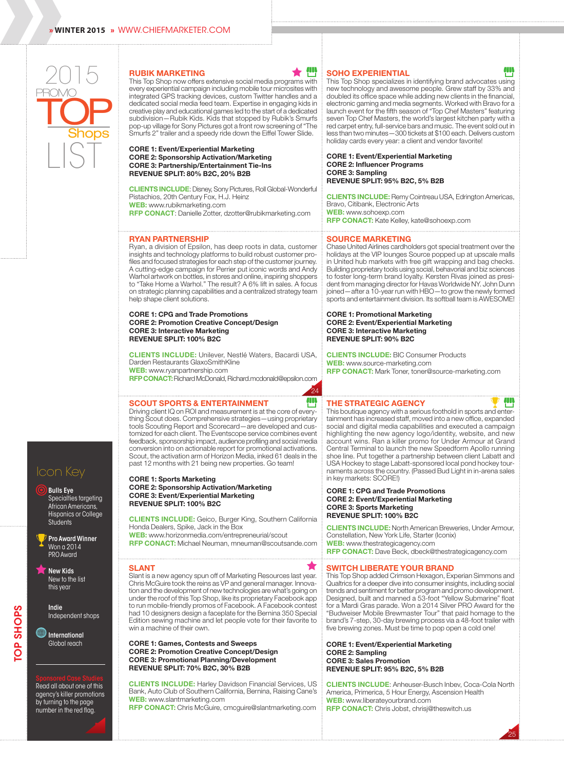# 2015 PROMO TOP Shops LIST

## RUBIK MARKETING

This Top Shop now offers extensive social media programs with every experiential campaign including mobile tour microsites with integrated GPS tracking devices, custom Twitter handles and a dedicated social media feed team. Expertise in engaging kids in creative play and educational games led to the start of a dedicated subdivision—Rubik Kids. Kids that stopped by Rubik's Smurfs pop-up village for Sony Pictures got a front row screening of "The Smurfs 2" trailer and a speedy ride down the Eiffel Tower Slide.

**CORE 1: Event/Experiential Marketing**
**CORE 2: Sponsorship Activation/Marketing**
**CORE 3: Partnership/Entertainment Tie-Ins**
**REVENUE SPLIT: 80% B2C, 20% B2B**

**CLIENTS INCLUDE:** Disney, Sony Pictures, Roll Global-Wonderful Pistachios, 20th Century Fox, H.J. Heinz
**WEB:** www.rubikmarketing.com
**RFP CONACT:** Danielle Zotter, dzotter@rubikmarketing.com

## RYAN PARTNERSHIP

Ryan, a division of Epsilon, has deep roots in data, customer insights and technology platforms to build robust customer profiles and focused strategies for each step of the customer journey. A cutting-edge campaign for Perrier put iconic words and Andy Warhol artwork on bottles, in stores and online, inspiring shoppers to "Take Home a Warhol." The result? A 6% lift in sales. A focus on strategic planning capabilities and a centralized strategy team help shape client solutions.

**CORE 1: CPG and Trade Promotions**
**CORE 2: Promotion Creative Concept/Design**
**CORE 3: Interactive Marketing**
**REVENUE SPLIT: 100% B2C**

**CLIENTS INCLUDE:** Unilever, Nestlé Waters, Bacardi USA, Darden Restaurants GlaxoSmithKline
**WEB:** www.ryanpartnership.com
**RFP CONACT:** Richard McDonald, Richard.mcdonald@epsilon.com

## SCOUT SPORTS & ENTERTAINMENT

Driving client IQ on ROI and measurement is at the core of everything Scout does. Comprehensive strategies—using proprietary tools Scouting Report and Scorecard—are developed and customized for each client. The Eventscope service combines event feedback, sponsorship impact, audience profiling and social media conversion into actionable reports for promotional activations. Scout, the activation arm of Horizon Media, inked 61 deals in the past 12 months with 21 being new properties. Go team!

**CORE 1: Sports Marketing**
**CORE 2: Sponsorship Activation/Marketing**
**CORE 3: Event/Experiential Marketing**
**REVENUE SPLIT: 100% B2C**

**CLIENTS INCLUDE:** Geico, Burger King, Southern California Honda Dealers, Spike, Jack in the Box
**WEB:** www.horizonmedia.com/entrepreneurial/scout
**RFP CONACT:** Michael Neuman, mneuman@scoutsande.com

## SLANT

Slant is a new agency spun off of Marketing Resources last year. Chris McGuire took the reins as VP and general manager. Innovation and the development of new technologies are what's going on under the roof of this Top Shop, like its proprietary Facebook app to run mobile-friendly promos of Facebook. A Facebook contest had 10 designers design a faceplate for the Bernina 350 Special Edition sewing machine and let people vote for their favorite to win a machine of their own.

**CORE 1: Games, Contests and Sweeps**
**CORE 2: Promotion Creative Concept/Design**
**CORE 3: Promotional Planning/Development**
**REVENUE SPLIT: 70% B2C, 30% B2B**

**CLIENTS INCLUDE:** Harley Davidson Financial Services, US Bank, Auto Club of Southern California, Bernina, Raising Cane's
**WEB:** www.slantmarketing.com
**RFP CONACT:** Chris McGuire, cmcguire@slantmarketing.com

## SOHO EXPERIENTIAL

This Top Shop specializes in identifying brand advocates using new technology and awesome people. Grew staff by 33% and doubled its office space while adding new clients in the financial, electronic gaming and media segments. Worked with Bravo for a launch event for the fifth season of "Top Chef Masters" featuring seven Top Chef Masters, the world's largest kitchen party with a red carpet entry, full-service bars and music. The event sold out in less than two minutes—300 tickets at $100 each. Delivers custom holiday cards every year: a client and vendor favorite!

**CORE 1: Event/Experiential Marketing**
**CORE 2: Influencer Programs**
**CORE 3: Sampling**
**REVENUE SPLIT: 95% B2C, 5% B2B**

**CLIENTS INCLUDE:** Remy Cointreau USA, Edrington Americas, Bravo, Citibank, Electronic Arts
**WEB:** www.sohoexp.com
**RFP CONACT:** Kate Kelley, kate@sohoexp.com

## SOURCE MARKETING

Chase United Airlines cardholders got special treatment over the holidays at the VIP lounges Source popped up at upscale malls in United hub markets with free gift wrapping and bag checks. Building proprietary tools using social, behavioral and biz sciences to foster long-term brand loyalty. Kersten Rivas joined as president from managing director for Havas Worldwide NY. John Dunn joined—after a 10-year run with HBO—to grow the newly formed sports and entertainment division. Its softball team is AWESOME!

**CORE 1: Promotional Marketing**
**CORE 2: Event/Experiential Marketing**
**CORE 3: Interactive Marketing**
**REVENUE SPLIT: 90% B2C**

**CLIENTS INCLUDE:** BIC Consumer Products
**WEB:** www.source-marketing.com
**RFP CONACT:** Mark Toner, toner@source-marketing.com

## THE STRATEGIC AGENCY

This boutique agency with a serious foothold in sports and entertainment has increased staff, moved into a new office, expanded social and digital media capabilities and executed a campaign highlighting the new agency logo/identity, website, and new account wins. Ran a killer promo for Under Armour at Grand Central Terminal to launch the new Speedform Apollo running shoe line. Put together a partnership between client Labatt and USA Hockey to stage Labatt-sponsored local pond hockey tournaments across the country. (Passed Bud Light in in-arena sales in key markets: SCORE!)

**CORE 1: CPG and Trade Promotions**
**CORE 2: Event/Experiential Marketing**
**CORE 3: Sports Marketing**
**REVENUE SPLIT: 100% B2C**

**CLIENTS INCLUDE:** North American Breweries, Under Armour, Constellation, New York Life, Starter (Iconix)
**WEB:** www.thestrategicagency.com
**RFP CONACT:** Dave Beck, dbeck@thestrategicagency.com

## SWITCH LIBERATE YOUR BRAND

This Top Shop added Crimson Hexagon, Experian Simmons and Qualtrics for a deeper dive into consumer insights, including social trends and sentiment for better program and promo development. Designed, built and manned a 53-foot "Yellow Submarine" float for a Mardi Gras parade. Won a 2014 Silver PRO Award for the "Budweiser Mobile Brewmaster Tour" that paid homage to the brand's 7-step, 30-day brewing process via a 48-foot trailer with five brewing zones. Must be time to pop open a cold one!

**CORE 1: Event/Experiential Marketing**
**CORE 2: Sampling**
**CORE 3: Sales Promotion**
**REVENUE SPLIT: 95% B2C, 5% B2B**

**CLIENTS INCLUDE:** Anheuser-Busch Inbev, Coca-Cola North America, Primerica, 5 Hour Energy, Ascension Health
**WEB:** www.liberateyourbrand.com
**RFP CONACT:** Chris Jobst, chrisj@theswitch.us

### Icon Key

- **Bulls Eye** — Specialties targeting African Americans, Hispanics or College Students
- **Pro Award Winner** — Won a 2014 PRO Award
- **New Kids** — New to the list this year
- **Indie** — Independent shops
- **International** — Global reach

**Sponsored Case Studies** — Read all about one of this agency's killer promotions by turning to the page number in the red flag.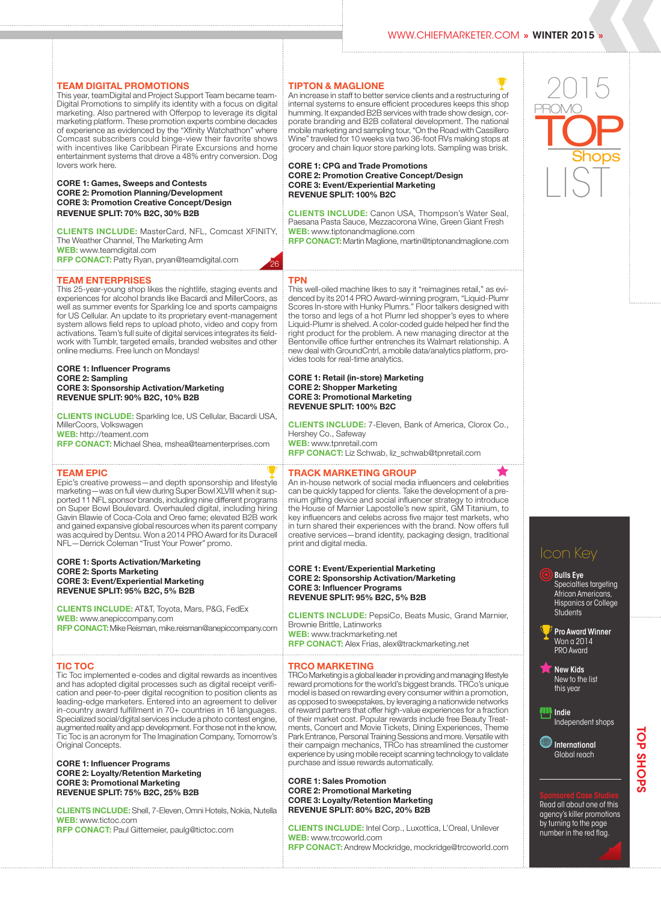## TEAM DIGITAL PROMOTIONS

This year, teamDigital and Project Support Team became team-Digital Promotions to simplify its identity with a focus on digital marketing. Also partnered with Offerpop to leverage its digital marketing platform. These promotion experts combine decades of experience as evidenced by the "Xfinity Watchathon" where Comcast subscribers could binge-view their favorite shows with incentives like Caribbean Pirate Excursions and home entertainment systems that drove a 48% entry conversion. Dog lovers work here.

**CORE 1: Games, Sweeps and Contests**
**CORE 2: Promotion Planning/Development**
**CORE 3: Promotion Creative Concept/Design**
**REVENUE SPLIT: 70% B2C, 30% B2B**

**CLIENTS INCLUDE:** MasterCard, NFL, Comcast XFINITY, The Weather Channel, The Marketing Arm
**WEB:** www.teamdigital.com
**RFP CONACT:** Patty Ryan, pryan@teamdigital.com

26

## TEAM ENTERPRISES

This 25-year-young shop likes the nightlife, staging events and experiences for alcohol brands like Bacardi and MillerCoors, as well as summer events for Sparkling Ice and sports campaigns for US Cellular. An update to its proprietary event-management system allows field reps to upload photo, video and copy from activations. Team's full suite of digital services integrates its field-work with Tumblr, targeted emails, branded websites and other online mediums. Free lunch on Mondays!

**CORE 1: Influencer Programs**
**CORE 2: Sampling**
**CORE 3: Sponsorship Activation/Marketing**
**REVENUE SPLIT: 90% B2C, 10% B2B**

**CLIENTS INCLUDE:** Sparkling Ice, US Cellular, Bacardi USA, MillerCoors, Volkswagen
**WEB:** http://teament.com
**RFP CONACT:** Michael Shea, mshea@teamenterprises.com

## TEAM EPIC

Epic's creative prowess—and depth sponsorship and lifestyle marketing—was on full view during Super Bowl XLVIII when it supported 11 NFL sponsor brands, including nine different programs on Super Bowl Boulevard. Overhauled digital, including hiring Gavin Blawie of Coca-Cola and Oreo fame; elevated B2B work and gained expansive global resources when its parent company was acquired by Dentsu. Won a 2014 PRO Award for its Duracell NFL—Derrick Coleman "Trust Your Power" promo.

**CORE 1: Sports Activation/Marketing**
**CORE 2: Sports Marketing**
**CORE 3: Event/Experiential Marketing**
**REVENUE SPLIT: 95% B2C, 5% B2B**

**CLIENTS INCLUDE:** AT&T, Toyota, Mars, P&G, FedEx
**WEB:** www.anepiccompany.com
**RFP CONACT:** Mike Reisman, mike.reisman@anepiccompany.com

## TIC TOC

Tic Toc implemented e-codes and digital rewards as incentives and has adopted digital processes such as digital receipt verification and peer-to-peer digital recognition to position clients as leading-edge marketers. Entered into an agreement to deliver in-country award fulfillment in 70+ countries in 16 languages. Specialized social/digital services include a photo contest engine, augmented reality and app development. For those not in the know, Tic Toc is an acronym for The Imagination Company, Tomorrow's Original Concepts.

**CORE 1: Influencer Programs**
**CORE 2: Loyalty/Retention Marketing**
**CORE 3: Promotional Marketing**
**REVENUE SPLIT: 75% B2C, 25% B2B**

**CLIENTS INCLUDE:** Shell, 7-Eleven, Omni Hotels, Nokia, Nutella
**WEB:** www.tictoc.com
**RFP CONACT:** Paul Gittemeier, paulg@tictoc.com

## TIPTON & MAGLIONE

An increase in staff to better service clients and a restructuring of internal systems to ensure efficient procedures keeps this shop humming. It expanded B2B services with trade show design, corporate branding and B2B collateral development. The national mobile marketing and sampling tour, "On the Road with Cassillero Wine" traveled for 10 weeks via two 36-foot RVs making stops at grocery and chain liquor store parking lots. Sampling was brisk.

**CORE 1: CPG and Trade Promotions**
**CORE 2: Promotion Creative Concept/Design**
**CORE 3: Event/Experiential Marketing**
**REVENUE SPLIT: 100% B2C**

**CLIENTS INCLUDE:** Canon USA, Thompson's Water Seal, Paesana Pasta Sauce, Mezzacorona Wine, Green Giant Fresh
**WEB:** www.tiptonandmaglione.com
**RFP CONACT:** Martin Maglione, martin@tiptonandmaglione.com

## TPN

This well-oiled machine likes to say it "reimagines retail," as evidenced by its 2014 PRO Award-winning program, "Liquid-Plumr Scores In-Store with Hunky Plumrs." Floor talkers designed with the torso and legs of a hot Plumr led shopper's eyes to where Liquid-Plumr is shelved. A color-coded guide helped her find the right product for the problem. A new managing director at the Bentonville office further entrenches its Walmart relationship. A new deal with GroundCntrl, a mobile data/analytics platform, provides tools for real-time analytics.

**CORE 1: Retail (in-store) Marketing**
**CORE 2: Shopper Marketing**
**CORE 3: Promotional Marketing**
**REVENUE SPLIT: 100% B2C**

**CLIENTS INCLUDE:** 7-Eleven, Bank of America, Clorox Co., Hershey Co., Safeway
**WEB:** www.tpnretail.com
**RFP CONACT:** Liz Schwab, liz_schwab@tpnretail.com

## TRACK MARKETING GROUP

An in-house network of social media influencers and celebrities can be quickly tapped for clients. Take the development of a premium gifting device and social influencer strategy to introduce the House of Marnier Lapostolle's new spirit, GM Titanium, to key influencers and celebs across five major test markets, who in turn shared their experiences with the brand. Now offers full creative services—brand identity, packaging design, traditional print and digital media.

**CORE 1: Event/Experiential Marketing**
**CORE 2: Sponsorship Activation/Marketing**
**CORE 3: Influencer Programs**
**REVENUE SPLIT: 95% B2C, 5% B2B**

**CLIENTS INCLUDE:** PepsiCo, Beats Music, Grand Marnier, Brownie Brittle, Latinworks
**WEB:** www.trackmarketing.net
**RFP CONACT:** Alex Frias, alex@trackmarketing.net

## TRCO MARKETING

TRCo Marketing is a global leader in providing and managing lifestyle reward promotions for the world's biggest brands. TRCo's unique model is based on rewarding every consumer within a promotion, as opposed to sweepstakes, by leveraging a nationwide networks of reward partners that offer high-value experiences for a fraction of their market cost. Popular rewards include free Beauty Treatments, Concert and Movie Tickets, Dining Experiences, Theme Park Entrance, Personal Training Sessions and more. Versatile with their campaign mechanics, TRCo has streamlined the customer experience by using mobile receipt scanning technology to validate purchase and issue rewards automatically.

**CORE 1: Sales Promotion**
**CORE 2: Promotional Marketing**
**CORE 3: Loyalty/Retention Marketing**
**REVENUE SPLIT: 80% B2C, 20% B2B**

**CLIENTS INCLUDE:** Intel Corp., Luxottica, L'Oreal, Unilever
**WEB:** www.trcoworld.com
**RFP CONACT:** Andrew Mockridge, mockridge@trcoworld.com

---

2015 PROMO TOP Shops LIST

### Icon Key

**Bulls Eye**
Specialties targeting African Americans, Hispanics or College Students

**Pro Award Winner**
Won a 2014 PRO Award

**New Kids**
New to the list this year

**Indie**
Independent shops

**International**
Global reach

**Sponsored Case Studies**
Read all about one of this agency's killer promotions by turning to the page number in the red flag.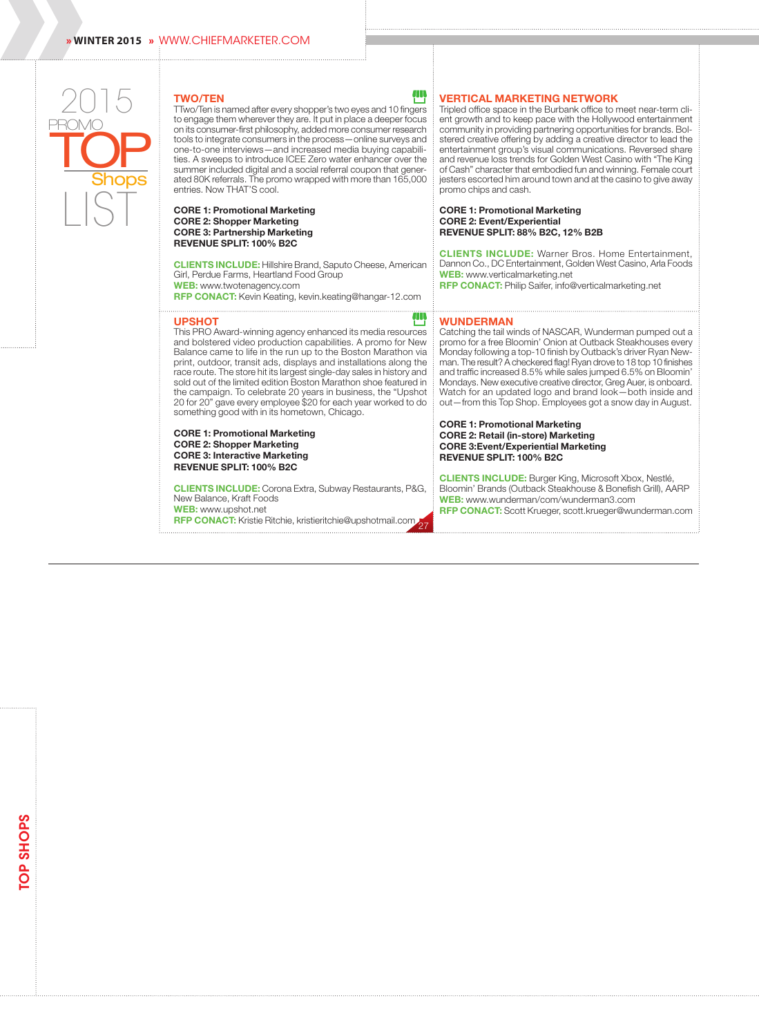# 2015 PROMO TOP Shops LIST

## TWO/TEN

TTwo/Ten is named after every shopper's two eyes and 10 fingers to engage them wherever they are. It put in place a deeper focus on its consumer-first philosophy, added more consumer research tools to integrate consumers in the process—online surveys and one-to-one interviews—and increased media buying capabilities. A sweeps to introduce ICEE Zero water enhancer over the summer included digital and a social referral coupon that generated 80K referrals. The promo wrapped with more than 165,000 entries. Now THAT'S cool.

**CORE 1: Promotional Marketing**
**CORE 2: Shopper Marketing**
**CORE 3: Partnership Marketing**
**REVENUE SPLIT: 100% B2C**

**CLIENTS INCLUDE:** Hillshire Brand, Saputo Cheese, American Girl, Perdue Farms, Heartland Food Group
**WEB:** www.twotenagency.com
**RFP CONACT:** Kevin Keating, kevin.keating@hangar-12.com

## UPSHOT

This PRO Award-winning agency enhanced its media resources and bolstered video production capabilities. A promo for New Balance came to life in the run up to the Boston Marathon via print, outdoor, transit ads, displays and installations along the race route. The store hit its largest single-day sales in history and sold out of the limited edition Boston Marathon shoe featured in the campaign. To celebrate 20 years in business, the "Upshot 20 for 20" gave every employee $20 for each year worked to do something good with in its hometown, Chicago.

**CORE 1: Promotional Marketing**
**CORE 2: Shopper Marketing**
**CORE 3: Interactive Marketing**
**REVENUE SPLIT: 100% B2C**

**CLIENTS INCLUDE:** Corona Extra, Subway Restaurants, P&G, New Balance, Kraft Foods
**WEB:** www.upshot.net
**RFP CONACT:** Kristie Ritchie, kristieritchie@upshotmail.com

## VERTICAL MARKETING NETWORK

Tripled office space in the Burbank office to meet near-term client growth and to keep pace with the Hollywood entertainment community in providing partnering opportunities for brands. Bolstered creative offering by adding a creative director to lead the entertainment group's visual communications. Reversed share and revenue loss trends for Golden West Casino with "The King of Cash" character that embodied fun and winning. Female court jesters escorted him around town and at the casino to give away promo chips and cash.

**CORE 1: Promotional Marketing**
**CORE 2: Event/Experiential**
**REVENUE SPLIT: 88% B2C, 12% B2B**

**CLIENTS INCLUDE:** Warner Bros. Home Entertainment, Dannon Co., DC Entertainment, Golden West Casino, Arla Foods
**WEB:** www.verticalmarketing.net
**RFP CONACT:** Philip Saifer, info@verticalmarketing.net

## WUNDERMAN

Catching the tail winds of NASCAR, Wunderman pumped out a promo for a free Bloomin' Onion at Outback Steakhouses every Monday following a top-10 finish by Outback's driver Ryan Newman. The result? A checkered flag! Ryan drove to 18 top 10 finishes and traffic increased 8.5% while sales jumped 6.5% on Bloomin' Mondays. New executive creative director, Greg Auer, is onboard. Watch for an updated logo and brand look—both inside and out—from this Top Shop. Employees got a snow day in August.

**CORE 1: Promotional Marketing**
**CORE 2: Retail (in-store) Marketing**
**CORE 3:Event/Experiential Marketing**
**REVENUE SPLIT: 100% B2C**

**CLIENTS INCLUDE:** Burger King, Microsoft Xbox, Nestlé, Bloomin' Brands (Outback Steakhouse & Bonefish Grill), AARP
**WEB:** www.wunderman/com/wunderman3.com
**RFP CONACT:** Scott Krueger, scott.krueger@wunderman.com